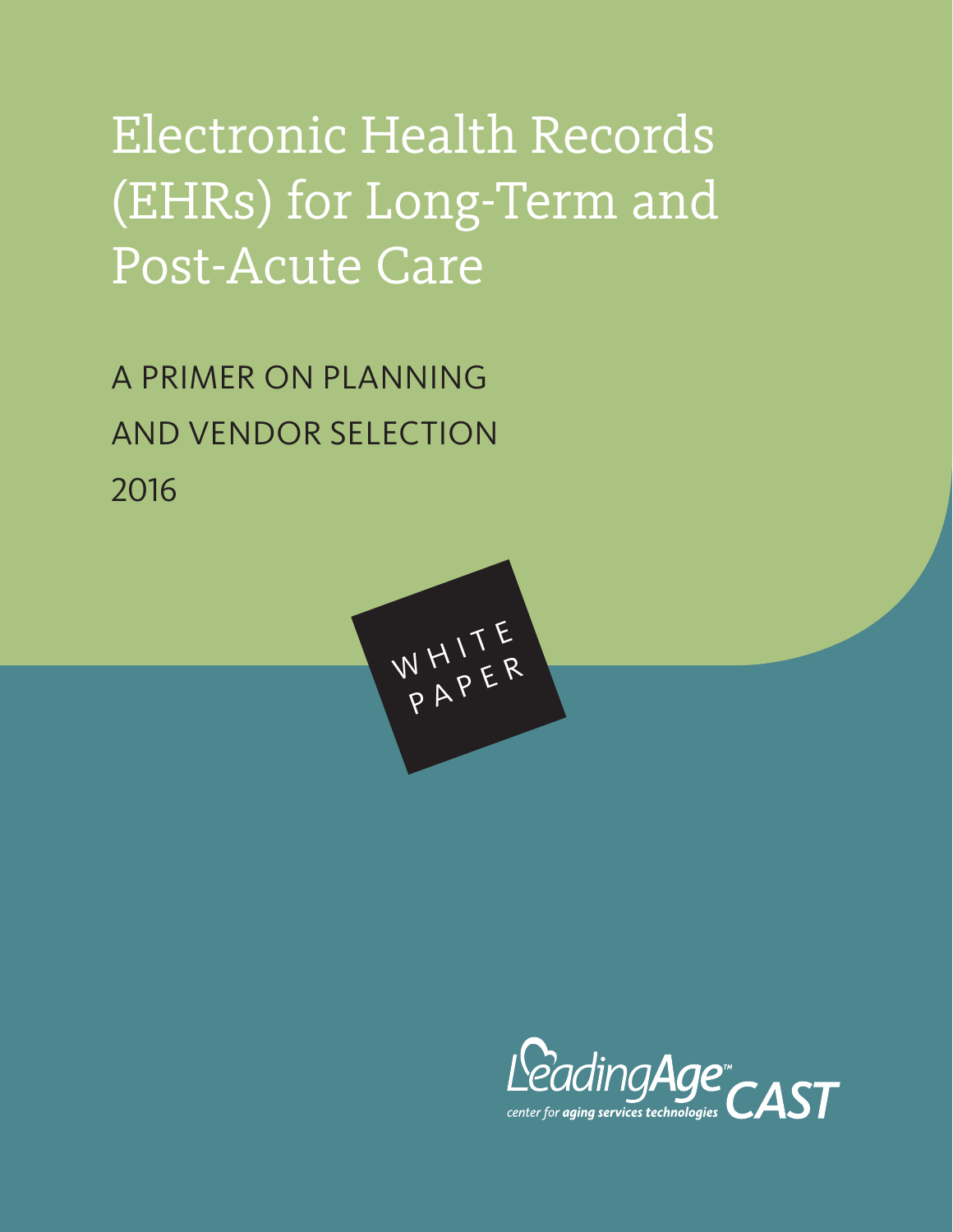# Electronic Health Records (EHRs) for Long-Term and Post-Acute Care

## A PRIMER ON PLANNING AND VENDOR SELECTION

2016

WHITE PAPER

LeadingAge™ CAST

center for aging services technologies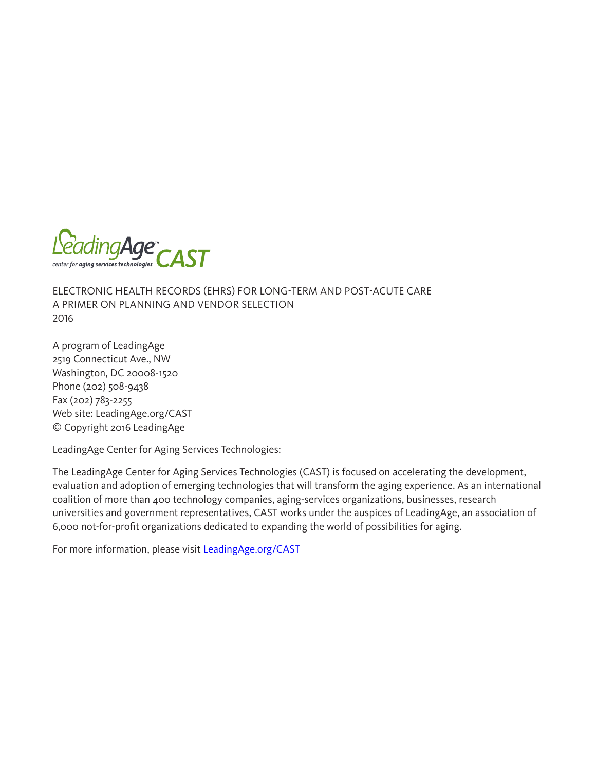LeadingAge CAST
center for aging services technologies

ELECTRONIC HEALTH RECORDS (EHRS) FOR LONG-TERM AND POST-ACUTE CARE
A PRIMER ON PLANNING AND VENDOR SELECTION
2016

A program of LeadingAge
2519 Connecticut Ave., NW
Washington, DC 20008-1520
Phone (202) 508-9438
Fax (202) 783-2255
Web site: LeadingAge.org/CAST
© Copyright 2016 LeadingAge

LeadingAge Center for Aging Services Technologies:

The LeadingAge Center for Aging Services Technologies (CAST) is focused on accelerating the development, evaluation and adoption of emerging technologies that will transform the aging experience. As an international coalition of more than 400 technology companies, aging-services organizations, businesses, research universities and government representatives, CAST works under the auspices of LeadingAge, an association of 6,000 not-for-profit organizations dedicated to expanding the world of possibilities for aging.

For more information, please visit LeadingAge.org/CAST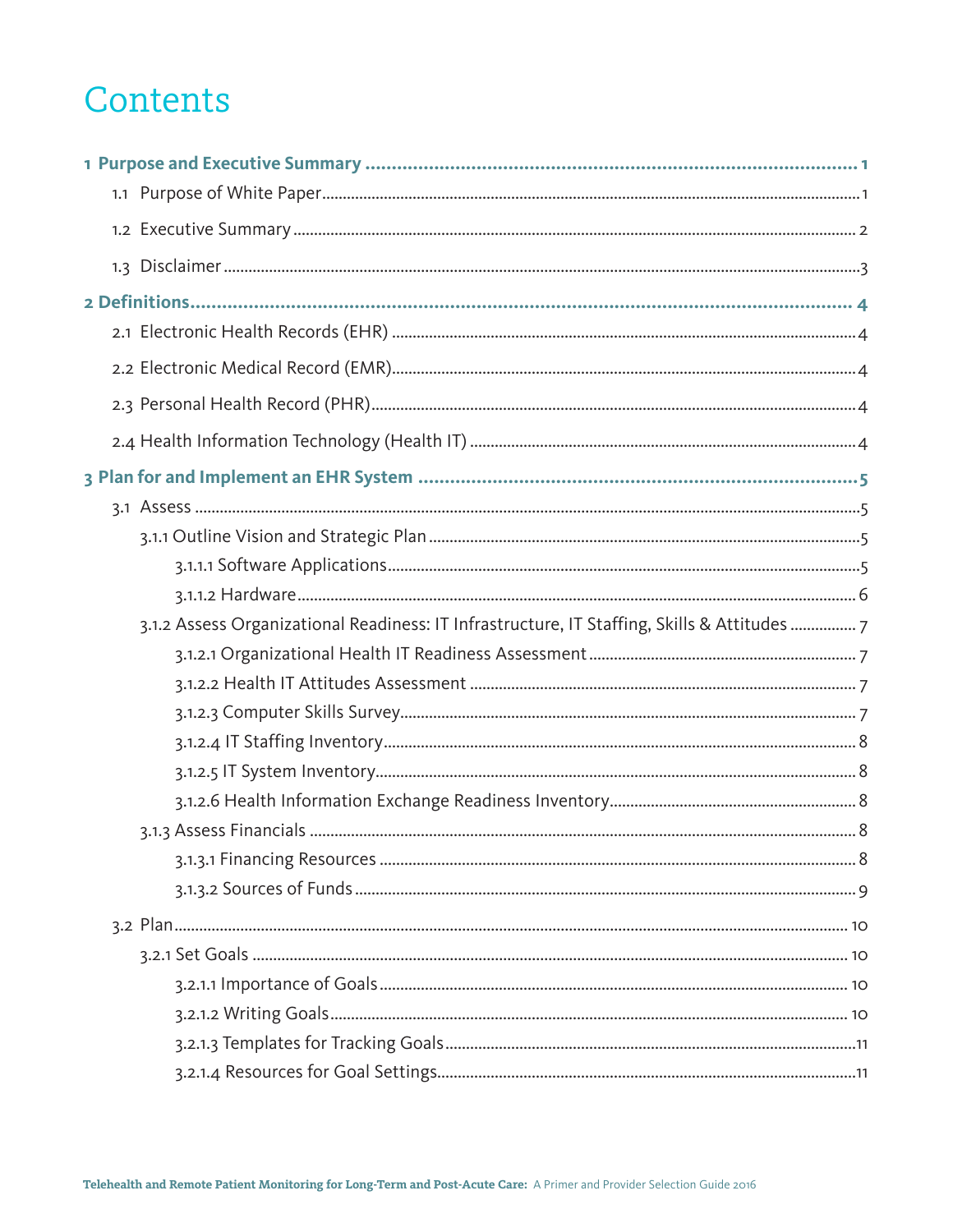# Contents

**1 Purpose and Executive Summary** ..... 1

- 1.1 Purpose of White Paper ..... 1
- 1.2 Executive Summary ..... 2
- 1.3 Disclaimer ..... 3

**2 Definitions** ..... 4

- 2.1 Electronic Health Records (EHR) ..... 4
- 2.2 Electronic Medical Record (EMR) ..... 4
- 2.3 Personal Health Record (PHR) ..... 4
- 2.4 Health Information Technology (Health IT) ..... 4

**3 Plan for and Implement an EHR System** ..... 5

- 3.1 Assess ..... 5
  - 3.1.1 Outline Vision and Strategic Plan ..... 5
    - 3.1.1.1 Software Applications ..... 5
    - 3.1.1.2 Hardware ..... 6
  - 3.1.2 Assess Organizational Readiness: IT Infrastructure, IT Staffing, Skills & Attitudes ..... 7
    - 3.1.2.1 Organizational Health IT Readiness Assessment ..... 7
    - 3.1.2.2 Health IT Attitudes Assessment ..... 7
    - 3.1.2.3 Computer Skills Survey ..... 7
    - 3.1.2.4 IT Staffing Inventory ..... 8
    - 3.1.2.5 IT System Inventory ..... 8
    - 3.1.2.6 Health Information Exchange Readiness Inventory ..... 8
  - 3.1.3 Assess Financials ..... 8
    - 3.1.3.1 Financing Resources ..... 8
    - 3.1.3.2 Sources of Funds ..... 9
- 3.2 Plan ..... 10
  - 3.2.1 Set Goals ..... 10
    - 3.2.1.1 Importance of Goals ..... 10
    - 3.2.1.2 Writing Goals ..... 10
    - 3.2.1.3 Templates for Tracking Goals ..... 11
    - 3.2.1.4 Resources for Goal Settings ..... 11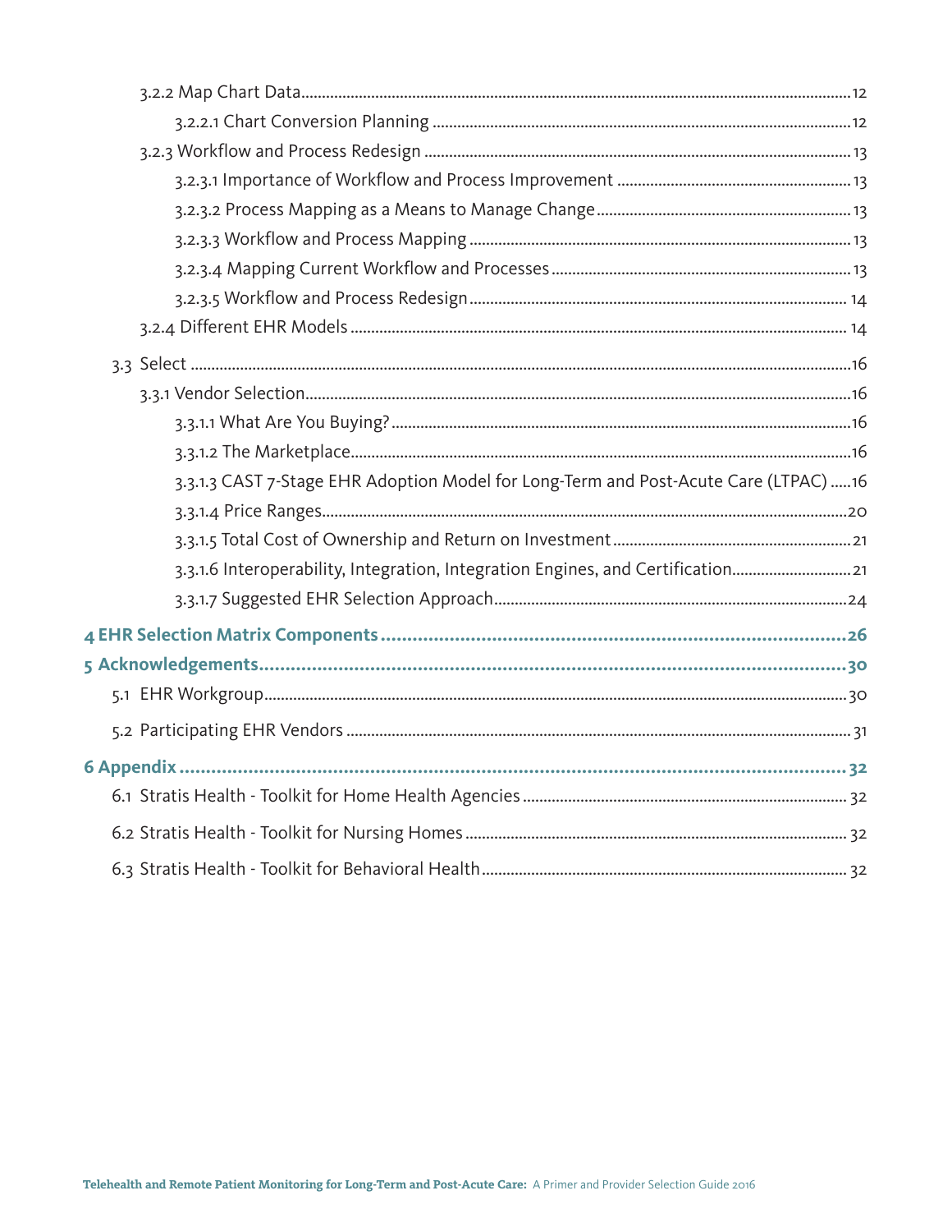3.2.2 Map Chart Data ....................................................................................................12

3.2.2.1 Chart Conversion Planning ....................................................................................12

3.2.3 Workflow and Process Redesign ....................................................................................13

3.2.3.1 Importance of Workflow and Process Improvement ....................................................13

3.2.3.2 Process Mapping as a Means to Manage Change ......................................................13

3.2.3.3 Workflow and Process Mapping ............................................................................13

3.2.3.4 Mapping Current Workflow and Processes ...............................................................13

3.2.3.5 Workflow and Process Redesign ............................................................................14

3.2.4 Different EHR Models ....................................................................................................14

3.3 Select ..............................................................................................................................16

3.3.1 Vendor Selection ...........................................................................................................16

3.3.1.1 What Are You Buying? ..........................................................................................16

3.3.1.2 The Marketplace ...................................................................................................16

3.3.1.3 CAST 7-Stage EHR Adoption Model for Long-Term and Post-Acute Care (LTPAC) .....16

3.3.1.4 Price Ranges .........................................................................................................20

3.3.1.5 Total Cost of Ownership and Return on Investment ...................................................21

3.3.1.6 Interoperability, Integration, Integration Engines, and Certification ...........................21

3.3.1.7 Suggested EHR Selection Approach .........................................................................24

**4 EHR Selection Matrix Components .........................................................................26**

**5 Acknowledgements .................................................................................................30**

5.1 EHR Workgroup ...............................................................................................................30

5.2 Participating EHR Vendors ...............................................................................................31

**6 Appendix ...............................................................................................................32**

6.1 Stratis Health - Toolkit for Home Health Agencies ..............................................................32

6.2 Stratis Health - Toolkit for Nursing Homes .........................................................................32

6.3 Stratis Health - Toolkit for Behavioral Health .....................................................................32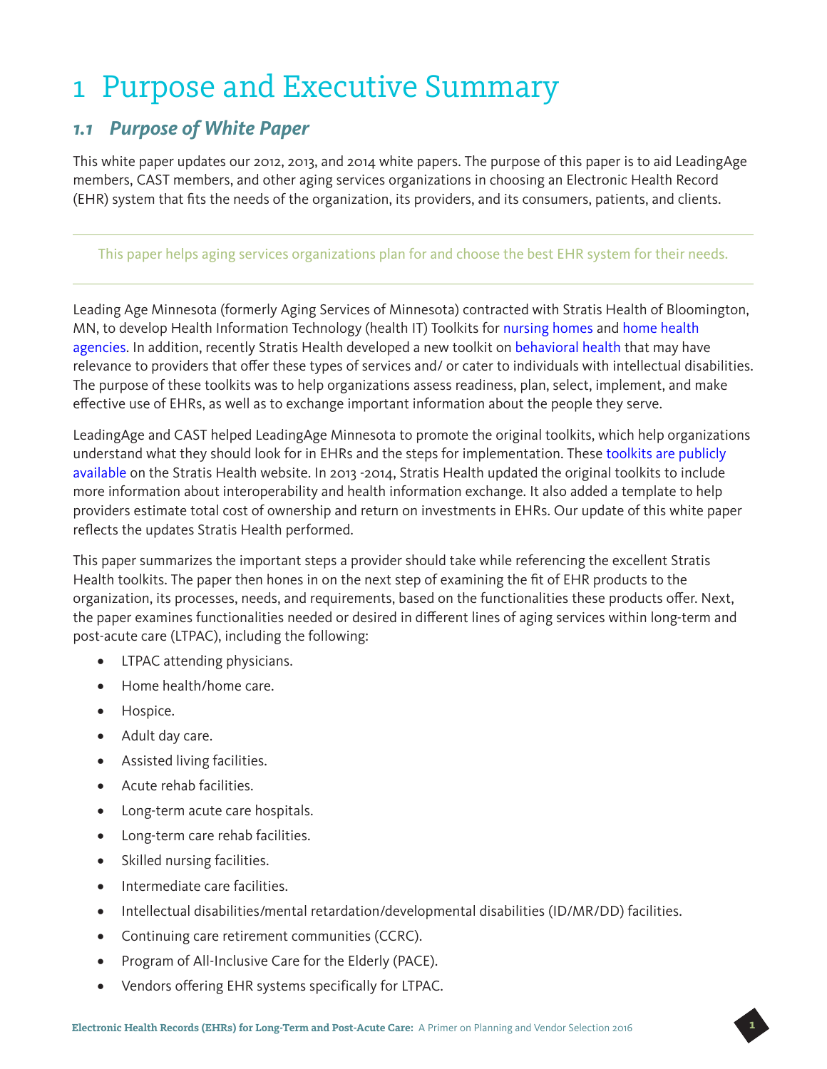# 1 Purpose and Executive Summary

## 1.1 *Purpose of White Paper*

This white paper updates our 2012, 2013, and 2014 white papers. The purpose of this paper is to aid LeadingAge members, CAST members, and other aging services organizations in choosing an Electronic Health Record (EHR) system that fits the needs of the organization, its providers, and its consumers, patients, and clients.

---

This paper helps aging services organizations plan for and choose the best EHR system for their needs.

---

Leading Age Minnesota (formerly Aging Services of Minnesota) contracted with Stratis Health of Bloomington, MN, to develop Health Information Technology (health IT) Toolkits for nursing homes and home health agencies. In addition, recently Stratis Health developed a new toolkit on behavioral health that may have relevance to providers that offer these types of services and/ or cater to individuals with intellectual disabilities. The purpose of these toolkits was to help organizations assess readiness, plan, select, implement, and make effective use of EHRs, as well as to exchange important information about the people they serve.

LeadingAge and CAST helped LeadingAge Minnesota to promote the original toolkits, which help organizations understand what they should look for in EHRs and the steps for implementation. These toolkits are publicly available on the Stratis Health website. In 2013 -2014, Stratis Health updated the original toolkits to include more information about interoperability and health information exchange. It also added a template to help providers estimate total cost of ownership and return on investments in EHRs. Our update of this white paper reflects the updates Stratis Health performed.

This paper summarizes the important steps a provider should take while referencing the excellent Stratis Health toolkits. The paper then hones in on the next step of examining the fit of EHR products to the organization, its processes, needs, and requirements, based on the functionalities these products offer. Next, the paper examines functionalities needed or desired in different lines of aging services within long-term and post-acute care (LTPAC), including the following:

- LTPAC attending physicians.
- Home health/home care.
- Hospice.
- Adult day care.
- Assisted living facilities.
- Acute rehab facilities.
- Long-term acute care hospitals.
- Long-term care rehab facilities.
- Skilled nursing facilities.
- Intermediate care facilities.
- Intellectual disabilities/mental retardation/developmental disabilities (ID/MR/DD) facilities.
- Continuing care retirement communities (CCRC).
- Program of All-Inclusive Care for the Elderly (PACE).
- Vendors offering EHR systems specifically for LTPAC.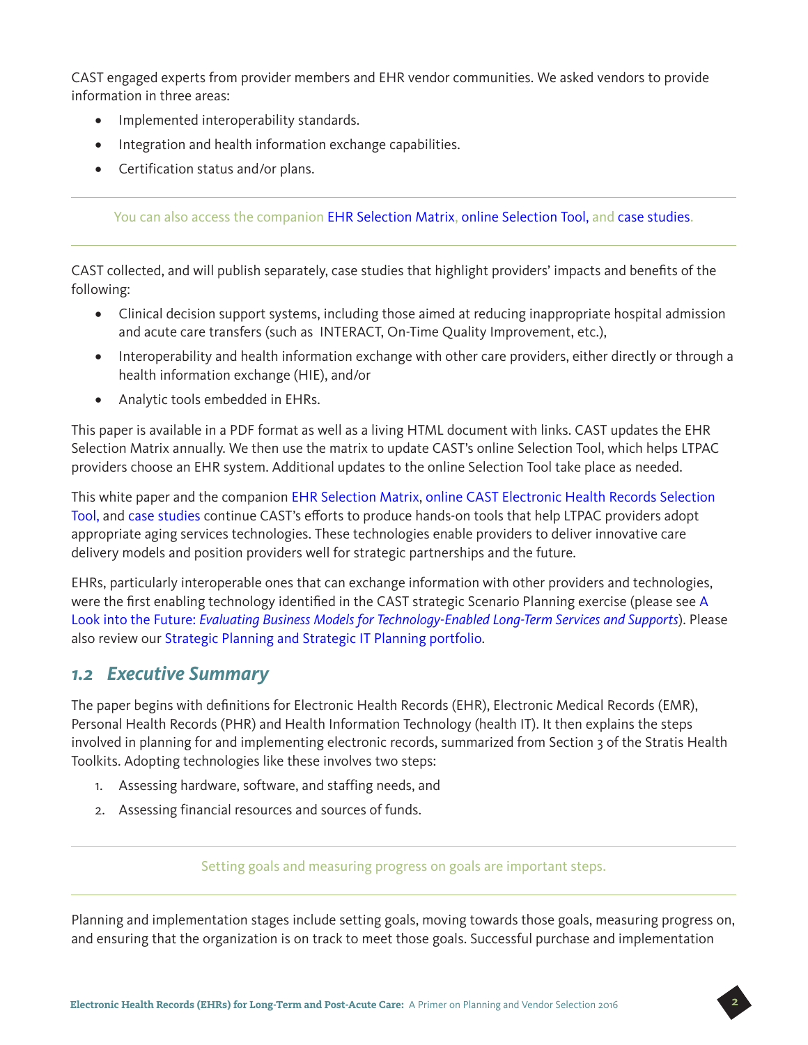CAST engaged experts from provider members and EHR vendor communities. We asked vendors to provide information in three areas:

- Implemented interoperability standards.
- Integration and health information exchange capabilities.
- Certification status and/or plans.

---

You can also access the companion EHR Selection Matrix, online Selection Tool, and case studies.

---

CAST collected, and will publish separately, case studies that highlight providers' impacts and benefits of the following:

- Clinical decision support systems, including those aimed at reducing inappropriate hospital admission and acute care transfers (such as INTERACT, On-Time Quality Improvement, etc.),
- Interoperability and health information exchange with other care providers, either directly or through a health information exchange (HIE), and/or
- Analytic tools embedded in EHRs.

This paper is available in a PDF format as well as a living HTML document with links. CAST updates the EHR Selection Matrix annually. We then use the matrix to update CAST's online Selection Tool, which helps LTPAC providers choose an EHR system. Additional updates to the online Selection Tool take place as needed.

This white paper and the companion EHR Selection Matrix, online CAST Electronic Health Records Selection Tool, and case studies continue CAST's efforts to produce hands-on tools that help LTPAC providers adopt appropriate aging services technologies. These technologies enable providers to deliver innovative care delivery models and position providers well for strategic partnerships and the future.

EHRs, particularly interoperable ones that can exchange information with other providers and technologies, were the first enabling technology identified in the CAST strategic Scenario Planning exercise (please see A Look into the Future: *Evaluating Business Models for Technology-Enabled Long-Term Services and Supports*). Please also review our Strategic Planning and Strategic IT Planning portfolio.

## *1.2 Executive Summary*

The paper begins with definitions for Electronic Health Records (EHR), Electronic Medical Records (EMR), Personal Health Records (PHR) and Health Information Technology (health IT). It then explains the steps involved in planning for and implementing electronic records, summarized from Section 3 of the Stratis Health Toolkits. Adopting technologies like these involves two steps:

1. Assessing hardware, software, and staffing needs, and
2. Assessing financial resources and sources of funds.

---

Setting goals and measuring progress on goals are important steps.

---

Planning and implementation stages include setting goals, moving towards those goals, measuring progress on, and ensuring that the organization is on track to meet those goals. Successful purchase and implementation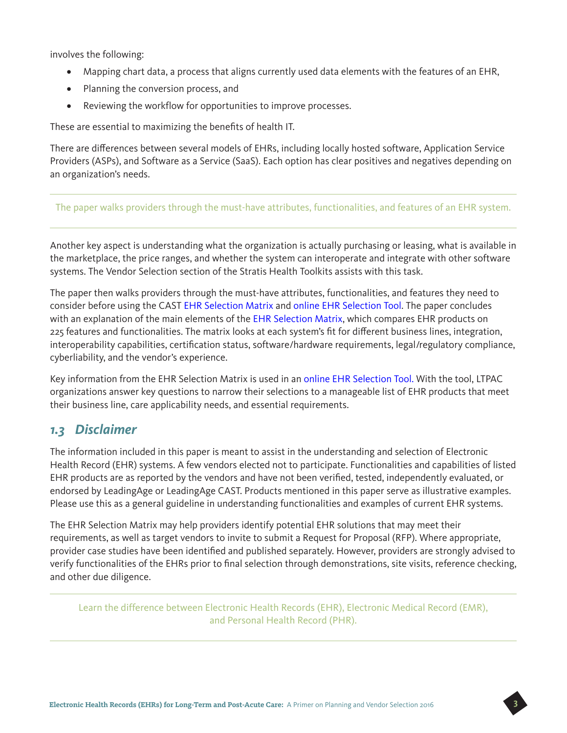involves the following:

- Mapping chart data, a process that aligns currently used data elements with the features of an EHR,
- Planning the conversion process, and
- Reviewing the workflow for opportunities to improve processes.

These are essential to maximizing the benefits of health IT.

There are differences between several models of EHRs, including locally hosted software, Application Service Providers (ASPs), and Software as a Service (SaaS). Each option has clear positives and negatives depending on an organization's needs.

---

The paper walks providers through the must-have attributes, functionalities, and features of an EHR system.

---

Another key aspect is understanding what the organization is actually purchasing or leasing, what is available in the marketplace, the price ranges, and whether the system can interoperate and integrate with other software systems. The Vendor Selection section of the Stratis Health Toolkits assists with this task.

The paper then walks providers through the must-have attributes, functionalities, and features they need to consider before using the CAST EHR Selection Matrix and online EHR Selection Tool. The paper concludes with an explanation of the main elements of the EHR Selection Matrix, which compares EHR products on 225 features and functionalities. The matrix looks at each system's fit for different business lines, integration, interoperability capabilities, certification status, software/hardware requirements, legal/regulatory compliance, cyberliability, and the vendor's experience.

Key information from the EHR Selection Matrix is used in an online EHR Selection Tool. With the tool, LTPAC organizations answer key questions to narrow their selections to a manageable list of EHR products that meet their business line, care applicability needs, and essential requirements.

## 1.3 *Disclaimer*

The information included in this paper is meant to assist in the understanding and selection of Electronic Health Record (EHR) systems. A few vendors elected not to participate. Functionalities and capabilities of listed EHR products are as reported by the vendors and have not been verified, tested, independently evaluated, or endorsed by LeadingAge or LeadingAge CAST. Products mentioned in this paper serve as illustrative examples. Please use this as a general guideline in understanding functionalities and examples of current EHR systems.

The EHR Selection Matrix may help providers identify potential EHR solutions that may meet their requirements, as well as target vendors to invite to submit a Request for Proposal (RFP). Where appropriate, provider case studies have been identified and published separately. However, providers are strongly advised to verify functionalities of the EHRs prior to final selection through demonstrations, site visits, reference checking, and other due diligence.

---

Learn the difference between Electronic Health Records (EHR), Electronic Medical Record (EMR), and Personal Health Record (PHR).

---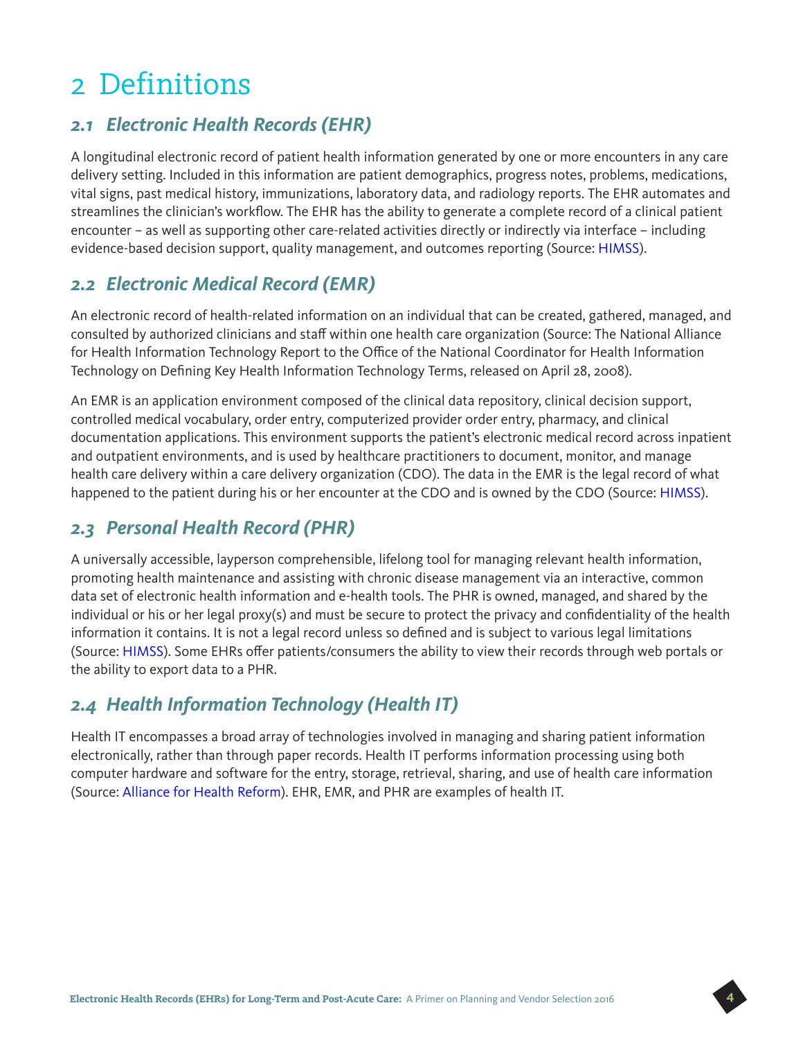# 2 Definitions

## *2.1 Electronic Health Records (EHR)*

A longitudinal electronic record of patient health information generated by one or more encounters in any care delivery setting. Included in this information are patient demographics, progress notes, problems, medications, vital signs, past medical history, immunizations, laboratory data, and radiology reports. The EHR automates and streamlines the clinician's workflow. The EHR has the ability to generate a complete record of a clinical patient encounter – as well as supporting other care-related activities directly or indirectly via interface – including evidence-based decision support, quality management, and outcomes reporting (Source: HIMSS).

## *2.2 Electronic Medical Record (EMR)*

An electronic record of health-related information on an individual that can be created, gathered, managed, and consulted by authorized clinicians and staff within one health care organization (Source: The National Alliance for Health Information Technology Report to the Office of the National Coordinator for Health Information Technology on Defining Key Health Information Technology Terms, released on April 28, 2008).

An EMR is an application environment composed of the clinical data repository, clinical decision support, controlled medical vocabulary, order entry, computerized provider order entry, pharmacy, and clinical documentation applications. This environment supports the patient's electronic medical record across inpatient and outpatient environments, and is used by healthcare practitioners to document, monitor, and manage health care delivery within a care delivery organization (CDO). The data in the EMR is the legal record of what happened to the patient during his or her encounter at the CDO and is owned by the CDO (Source: HIMSS).

## *2.3 Personal Health Record (PHR)*

A universally accessible, layperson comprehensible, lifelong tool for managing relevant health information, promoting health maintenance and assisting with chronic disease management via an interactive, common data set of electronic health information and e-health tools. The PHR is owned, managed, and shared by the individual or his or her legal proxy(s) and must be secure to protect the privacy and confidentiality of the health information it contains. It is not a legal record unless so defined and is subject to various legal limitations (Source: HIMSS). Some EHRs offer patients/consumers the ability to view their records through web portals or the ability to export data to a PHR.

## *2.4 Health Information Technology (Health IT)*

Health IT encompasses a broad array of technologies involved in managing and sharing patient information electronically, rather than through paper records. Health IT performs information processing using both computer hardware and software for the entry, storage, retrieval, sharing, and use of health care information (Source: Alliance for Health Reform). EHR, EMR, and PHR are examples of health IT.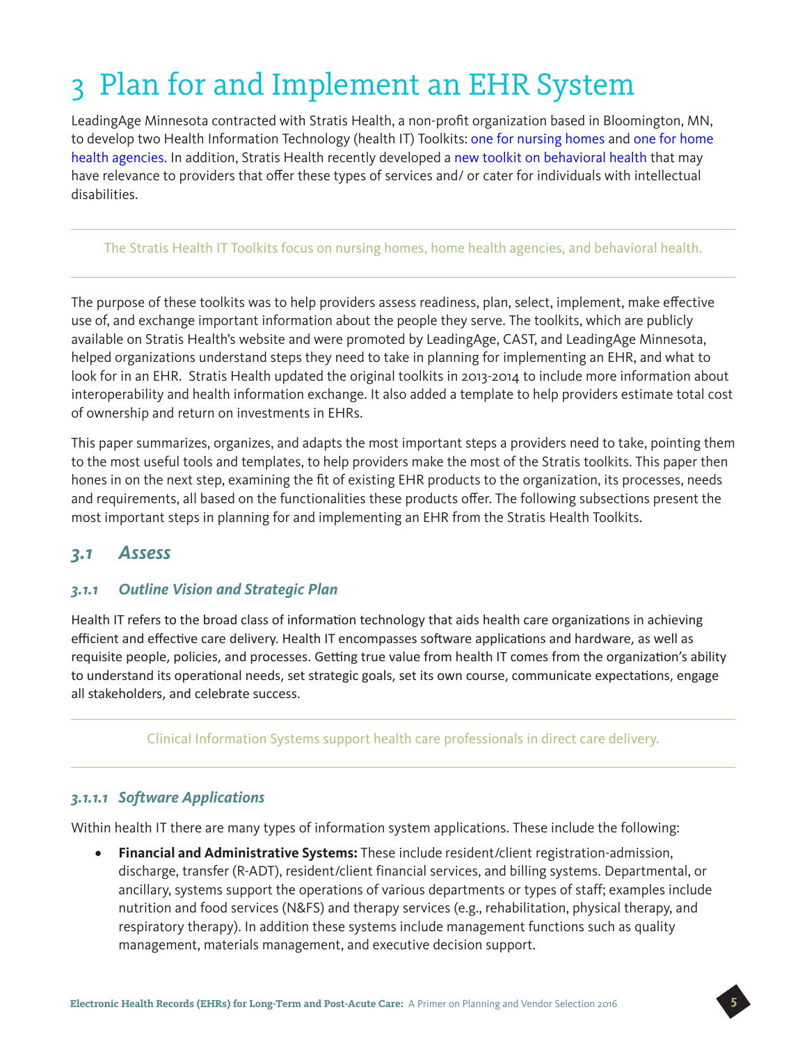# 3 Plan for and Implement an EHR System

LeadingAge Minnesota contracted with Stratis Health, a non-profit organization based in Bloomington, MN, to develop two Health Information Technology (health IT) Toolkits: one for nursing homes and one for home health agencies. In addition, Stratis Health recently developed a new toolkit on behavioral health that may have relevance to providers that offer these types of services and/ or cater for individuals with intellectual disabilities.

---

The Stratis Health IT Toolkits focus on nursing homes, home health agencies, and behavioral health.

---

The purpose of these toolkits was to help providers assess readiness, plan, select, implement, make effective use of, and exchange important information about the people they serve. The toolkits, which are publicly available on Stratis Health's website and were promoted by LeadingAge, CAST, and LeadingAge Minnesota, helped organizations understand steps they need to take in planning for implementing an EHR, and what to look for in an EHR. Stratis Health updated the original toolkits in 2013-2014 to include more information about interoperability and health information exchange. It also added a template to help providers estimate total cost of ownership and return on investments in EHRs.

This paper summarizes, organizes, and adapts the most important steps a providers need to take, pointing them to the most useful tools and templates, to help providers make the most of the Stratis toolkits. This paper then hones in on the next step, examining the fit of existing EHR products to the organization, its processes, needs and requirements, all based on the functionalities these products offer. The following subsections present the most important steps in planning for and implementing an EHR from the Stratis Health Toolkits.

## *3.1 Assess*

### *3.1.1 Outline Vision and Strategic Plan*

Health IT refers to the broad class of information technology that aids health care organizations in achieving efficient and effective care delivery. Health IT encompasses software applications and hardware, as well as requisite people, policies, and processes. Getting true value from health IT comes from the organization's ability to understand its operational needs, set strategic goals, set its own course, communicate expectations, engage all stakeholders, and celebrate success.

---

Clinical Information Systems support health care professionals in direct care delivery.

---

#### *3.1.1.1 Software Applications*

Within health IT there are many types of information system applications. These include the following:

- **Financial and Administrative Systems:** These include resident/client registration-admission, discharge, transfer (R-ADT), resident/client financial services, and billing systems. Departmental, or ancillary, systems support the operations of various departments or types of staff; examples include nutrition and food services (N&FS) and therapy services (e.g., rehabilitation, physical therapy, and respiratory therapy). In addition these systems include management functions such as quality management, materials management, and executive decision support.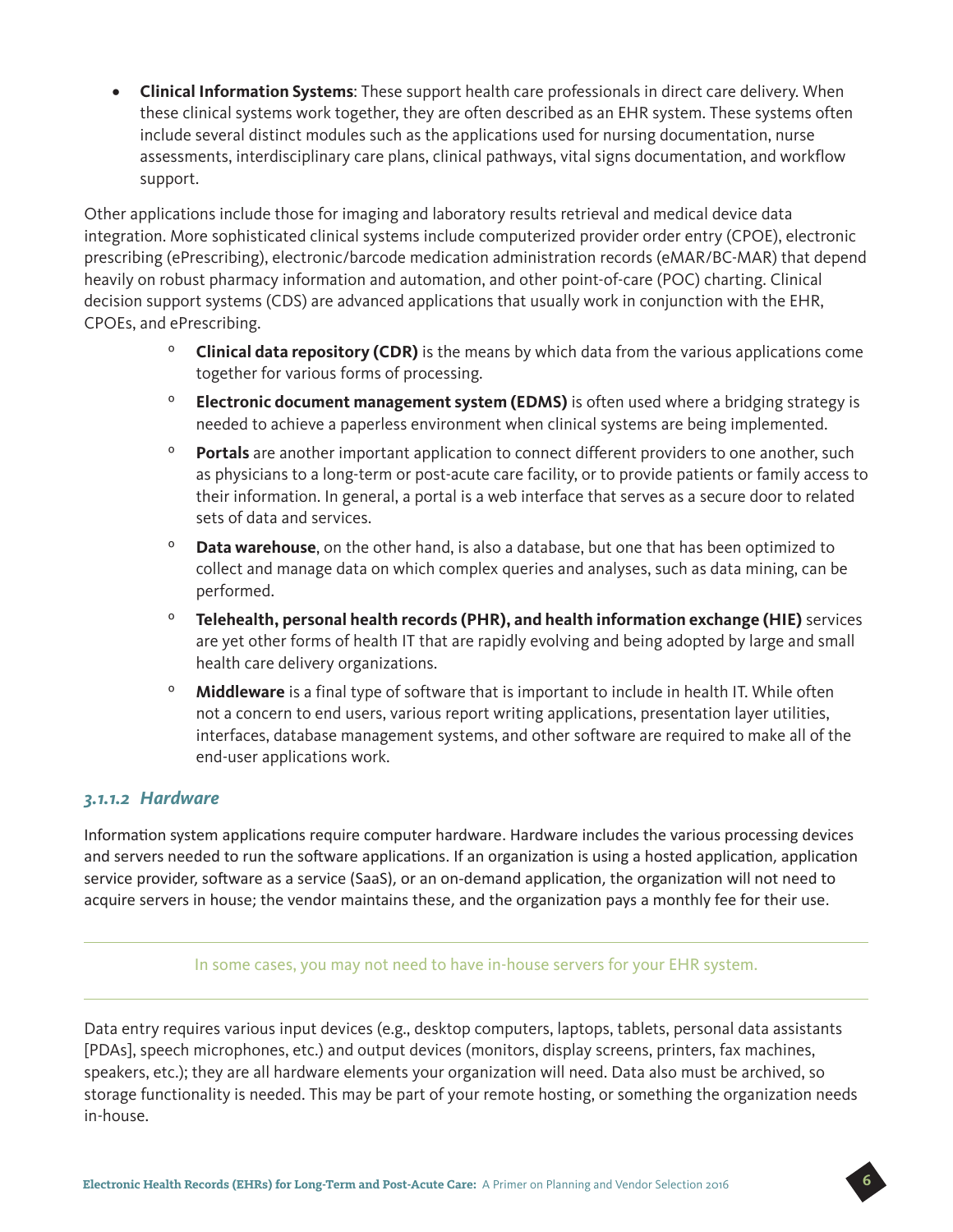- **Clinical Information Systems**: These support health care professionals in direct care delivery. When these clinical systems work together, they are often described as an EHR system. These systems often include several distinct modules such as the applications used for nursing documentation, nurse assessments, interdisciplinary care plans, clinical pathways, vital signs documentation, and workflow support.

Other applications include those for imaging and laboratory results retrieval and medical device data integration. More sophisticated clinical systems include computerized provider order entry (CPOE), electronic prescribing (ePrescribing), electronic/barcode medication administration records (eMAR/BC-MAR) that depend heavily on robust pharmacy information and automation, and other point-of-care (POC) charting. Clinical decision support systems (CDS) are advanced applications that usually work in conjunction with the EHR, CPOEs, and ePrescribing.

- **Clinical data repository (CDR)** is the means by which data from the various applications come together for various forms of processing.
- **Electronic document management system (EDMS)** is often used where a bridging strategy is needed to achieve a paperless environment when clinical systems are being implemented.
- **Portals** are another important application to connect different providers to one another, such as physicians to a long-term or post-acute care facility, or to provide patients or family access to their information. In general, a portal is a web interface that serves as a secure door to related sets of data and services.
- **Data warehouse**, on the other hand, is also a database, but one that has been optimized to collect and manage data on which complex queries and analyses, such as data mining, can be performed.
- **Telehealth, personal health records (PHR), and health information exchange (HIE)** services are yet other forms of health IT that are rapidly evolving and being adopted by large and small health care delivery organizations.
- **Middleware** is a final type of software that is important to include in health IT. While often not a concern to end users, various report writing applications, presentation layer utilities, interfaces, database management systems, and other software are required to make all of the end-user applications work.

#### *3.1.1.2 Hardware*

Information system applications require computer hardware. Hardware includes the various processing devices and servers needed to run the software applications. If an organization is using a hosted application, application service provider, software as a service (SaaS), or an on-demand application, the organization will not need to acquire servers in house; the vendor maintains these, and the organization pays a monthly fee for their use.

---

In some cases, you may not need to have in-house servers for your EHR system.

---

Data entry requires various input devices (e.g., desktop computers, laptops, tablets, personal data assistants [PDAs], speech microphones, etc.) and output devices (monitors, display screens, printers, fax machines, speakers, etc.); they are all hardware elements your organization will need. Data also must be archived, so storage functionality is needed. This may be part of your remote hosting, or something the organization needs in-house.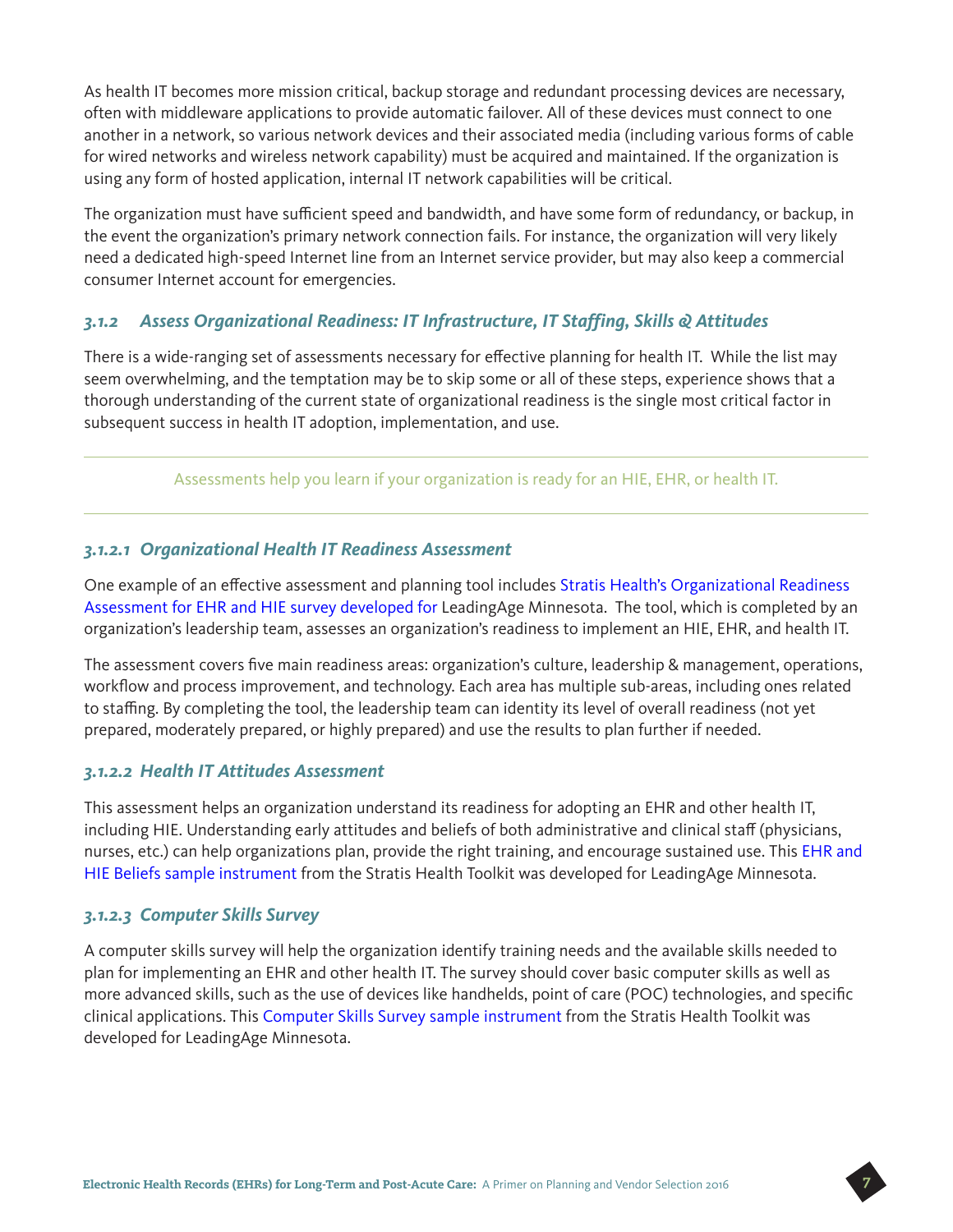As health IT becomes more mission critical, backup storage and redundant processing devices are necessary, often with middleware applications to provide automatic failover. All of these devices must connect to one another in a network, so various network devices and their associated media (including various forms of cable for wired networks and wireless network capability) must be acquired and maintained. If the organization is using any form of hosted application, internal IT network capabilities will be critical.

The organization must have sufficient speed and bandwidth, and have some form of redundancy, or backup, in the event the organization's primary network connection fails. For instance, the organization will very likely need a dedicated high-speed Internet line from an Internet service provider, but may also keep a commercial consumer Internet account for emergencies.

### *3.1.2 Assess Organizational Readiness: IT Infrastructure, IT Staffing, Skills & Attitudes*

There is a wide-ranging set of assessments necessary for effective planning for health IT. While the list may seem overwhelming, and the temptation may be to skip some or all of these steps, experience shows that a thorough understanding of the current state of organizational readiness is the single most critical factor in subsequent success in health IT adoption, implementation, and use.

---

Assessments help you learn if your organization is ready for an HIE, EHR, or health IT.

---

#### *3.1.2.1 Organizational Health IT Readiness Assessment*

One example of an effective assessment and planning tool includes Stratis Health's Organizational Readiness Assessment for EHR and HIE survey developed for LeadingAge Minnesota. The tool, which is completed by an organization's leadership team, assesses an organization's readiness to implement an HIE, EHR, and health IT.

The assessment covers five main readiness areas: organization's culture, leadership & management, operations, workflow and process improvement, and technology. Each area has multiple sub-areas, including ones related to staffing. By completing the tool, the leadership team can identity its level of overall readiness (not yet prepared, moderately prepared, or highly prepared) and use the results to plan further if needed.

#### *3.1.2.2 Health IT Attitudes Assessment*

This assessment helps an organization understand its readiness for adopting an EHR and other health IT, including HIE. Understanding early attitudes and beliefs of both administrative and clinical staff (physicians, nurses, etc.) can help organizations plan, provide the right training, and encourage sustained use. This EHR and HIE Beliefs sample instrument from the Stratis Health Toolkit was developed for LeadingAge Minnesota.

#### *3.1.2.3 Computer Skills Survey*

A computer skills survey will help the organization identify training needs and the available skills needed to plan for implementing an EHR and other health IT. The survey should cover basic computer skills as well as more advanced skills, such as the use of devices like handhelds, point of care (POC) technologies, and specific clinical applications. This Computer Skills Survey sample instrument from the Stratis Health Toolkit was developed for LeadingAge Minnesota.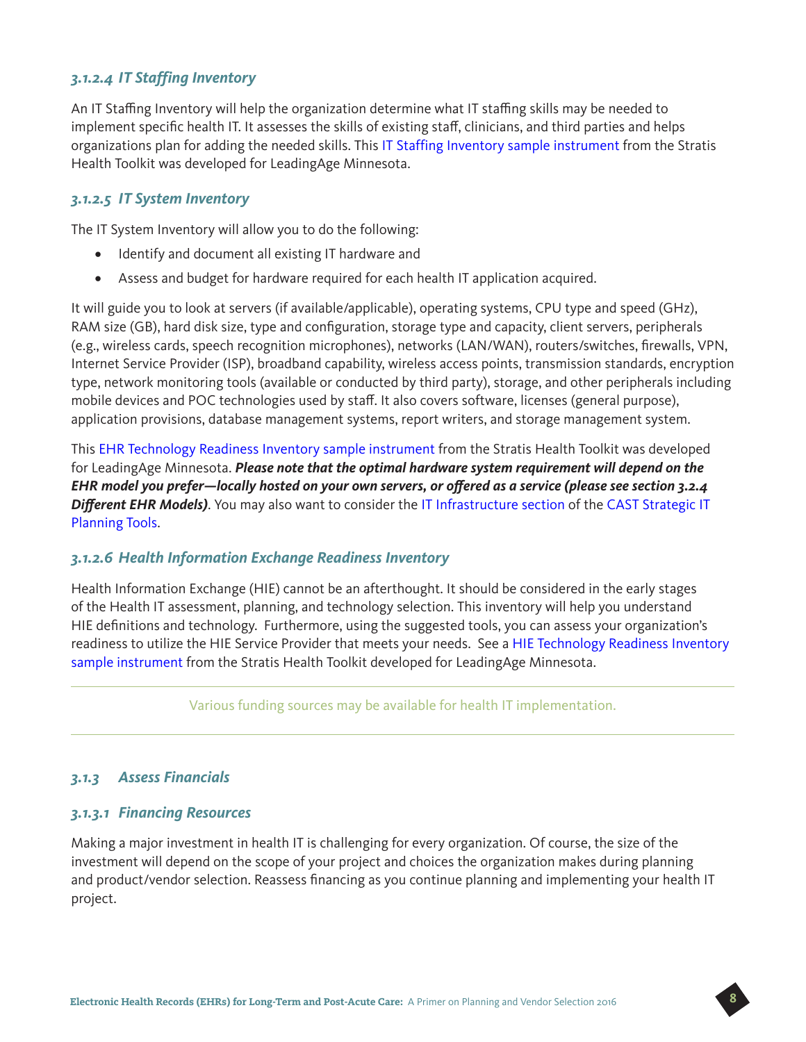### *3.1.2.4 IT Staffing Inventory*

An IT Staffing Inventory will help the organization determine what IT staffing skills may be needed to implement specific health IT. It assesses the skills of existing staff, clinicians, and third parties and helps organizations plan for adding the needed skills. This IT Staffing Inventory sample instrument from the Stratis Health Toolkit was developed for LeadingAge Minnesota.

### *3.1.2.5 IT System Inventory*

The IT System Inventory will allow you to do the following:

- Identify and document all existing IT hardware and
- Assess and budget for hardware required for each health IT application acquired.

It will guide you to look at servers (if available/applicable), operating systems, CPU type and speed (GHz), RAM size (GB), hard disk size, type and configuration, storage type and capacity, client servers, peripherals (e.g., wireless cards, speech recognition microphones), networks (LAN/WAN), routers/switches, firewalls, VPN, Internet Service Provider (ISP), broadband capability, wireless access points, transmission standards, encryption type, network monitoring tools (available or conducted by third party), storage, and other peripherals including mobile devices and POC technologies used by staff. It also covers software, licenses (general purpose), application provisions, database management systems, report writers, and storage management system.

This EHR Technology Readiness Inventory sample instrument from the Stratis Health Toolkit was developed for LeadingAge Minnesota. ***Please note that the optimal hardware system requirement will depend on the EHR model you prefer—locally hosted on your own servers, or offered as a service (please see section 3.2.4 Different EHR Models)***. You may also want to consider the IT Infrastructure section of the CAST Strategic IT Planning Tools.

### *3.1.2.6 Health Information Exchange Readiness Inventory*

Health Information Exchange (HIE) cannot be an afterthought. It should be considered in the early stages of the Health IT assessment, planning, and technology selection. This inventory will help you understand HIE definitions and technology. Furthermore, using the suggested tools, you can assess your organization's readiness to utilize the HIE Service Provider that meets your needs. See a HIE Technology Readiness Inventory sample instrument from the Stratis Health Toolkit developed for LeadingAge Minnesota.

---

Various funding sources may be available for health IT implementation.

---

## *3.1.3 Assess Financials*

### *3.1.3.1 Financing Resources*

Making a major investment in health IT is challenging for every organization. Of course, the size of the investment will depend on the scope of your project and choices the organization makes during planning and product/vendor selection. Reassess financing as you continue planning and implementing your health IT project.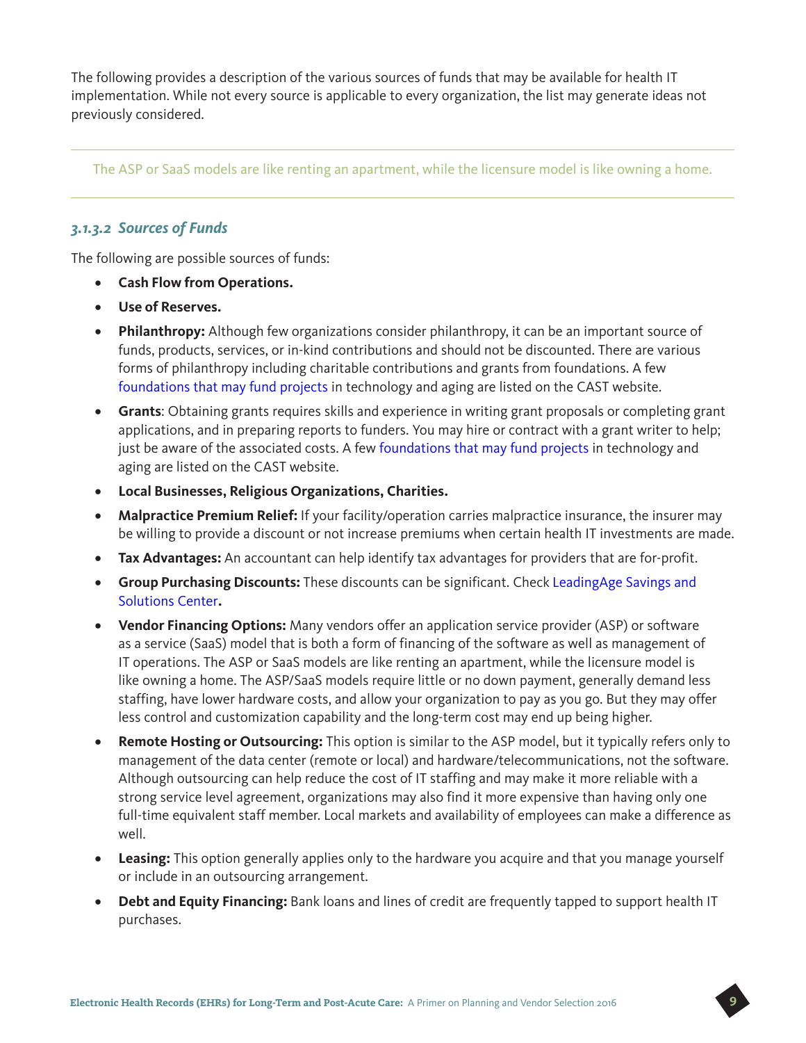The following provides a description of the various sources of funds that may be available for health IT implementation. While not every source is applicable to every organization, the list may generate ideas not previously considered.

> The ASP or SaaS models are like renting an apartment, while the licensure model is like owning a home.

#### *3.1.3.2 Sources of Funds*

The following are possible sources of funds:

- **Cash Flow from Operations.**
- **Use of Reserves.**
- **Philanthropy:** Although few organizations consider philanthropy, it can be an important source of funds, products, services, or in-kind contributions and should not be discounted. There are various forms of philanthropy including charitable contributions and grants from foundations. A few foundations that may fund projects in technology and aging are listed on the CAST website.
- **Grants**: Obtaining grants requires skills and experience in writing grant proposals or completing grant applications, and in preparing reports to funders. You may hire or contract with a grant writer to help; just be aware of the associated costs. A few foundations that may fund projects in technology and aging are listed on the CAST website.
- **Local Businesses, Religious Organizations, Charities.**
- **Malpractice Premium Relief:** If your facility/operation carries malpractice insurance, the insurer may be willing to provide a discount or not increase premiums when certain health IT investments are made.
- **Tax Advantages:** An accountant can help identify tax advantages for providers that are for-profit.
- **Group Purchasing Discounts:** These discounts can be significant. Check LeadingAge Savings and Solutions Center**.**
- **Vendor Financing Options:** Many vendors offer an application service provider (ASP) or software as a service (SaaS) model that is both a form of financing of the software as well as management of IT operations. The ASP or SaaS models are like renting an apartment, while the licensure model is like owning a home. The ASP/SaaS models require little or no down payment, generally demand less staffing, have lower hardware costs, and allow your organization to pay as you go. But they may offer less control and customization capability and the long-term cost may end up being higher.
- **Remote Hosting or Outsourcing:** This option is similar to the ASP model, but it typically refers only to management of the data center (remote or local) and hardware/telecommunications, not the software. Although outsourcing can help reduce the cost of IT staffing and may make it more reliable with a strong service level agreement, organizations may also find it more expensive than having only one full-time equivalent staff member. Local markets and availability of employees can make a difference as well.
- **Leasing:** This option generally applies only to the hardware you acquire and that you manage yourself or include in an outsourcing arrangement.
- **Debt and Equity Financing:** Bank loans and lines of credit are frequently tapped to support health IT purchases.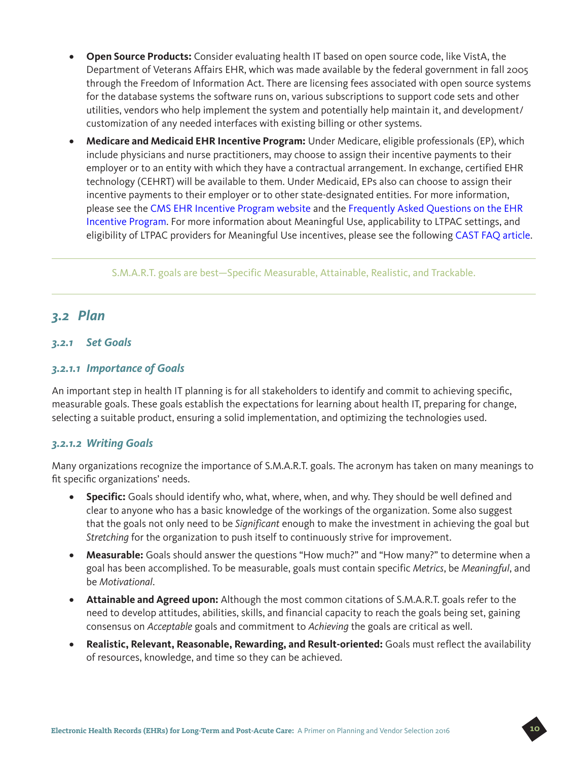- **Open Source Products:** Consider evaluating health IT based on open source code, like VistA, the Department of Veterans Affairs EHR, which was made available by the federal government in fall 2005 through the Freedom of Information Act. There are licensing fees associated with open source systems for the database systems the software runs on, various subscriptions to support code sets and other utilities, vendors who help implement the system and potentially help maintain it, and development/customization of any needed interfaces with existing billing or other systems.
- **Medicare and Medicaid EHR Incentive Program:** Under Medicare, eligible professionals (EP), which include physicians and nurse practitioners, may choose to assign their incentive payments to their employer or to an entity with which they have a contractual arrangement. In exchange, certified EHR technology (CEHRT) will be available to them. Under Medicaid, EPs also can choose to assign their incentive payments to their employer or to other state-designated entities. For more information, please see the CMS EHR Incentive Program website and the Frequently Asked Questions on the EHR Incentive Program. For more information about Meaningful Use, applicability to LTPAC settings, and eligibility of LTPAC providers for Meaningful Use incentives, please see the following CAST FAQ article.

---

S.M.A.R.T. goals are best—Specific Measurable, Attainable, Realistic, and Trackable.

---

## *3.2 Plan*

### *3.2.1 Set Goals*

#### *3.2.1.1 Importance of Goals*

An important step in health IT planning is for all stakeholders to identify and commit to achieving specific, measurable goals. These goals establish the expectations for learning about health IT, preparing for change, selecting a suitable product, ensuring a solid implementation, and optimizing the technologies used.

#### *3.2.1.2 Writing Goals*

Many organizations recognize the importance of S.M.A.R.T. goals. The acronym has taken on many meanings to fit specific organizations' needs.

- **Specific:** Goals should identify who, what, where, when, and why. They should be well defined and clear to anyone who has a basic knowledge of the workings of the organization. Some also suggest that the goals not only need to be *Significant* enough to make the investment in achieving the goal but *Stretching* for the organization to push itself to continuously strive for improvement.
- **Measurable:** Goals should answer the questions "How much?" and "How many?" to determine when a goal has been accomplished. To be measurable, goals must contain specific *Metrics*, be *Meaningful*, and be *Motivational*.
- **Attainable and Agreed upon:** Although the most common citations of S.M.A.R.T. goals refer to the need to develop attitudes, abilities, skills, and financial capacity to reach the goals being set, gaining consensus on *Acceptable* goals and commitment to *Achieving* the goals are critical as well.
- **Realistic, Relevant, Reasonable, Rewarding, and Result-oriented:** Goals must reflect the availability of resources, knowledge, and time so they can be achieved.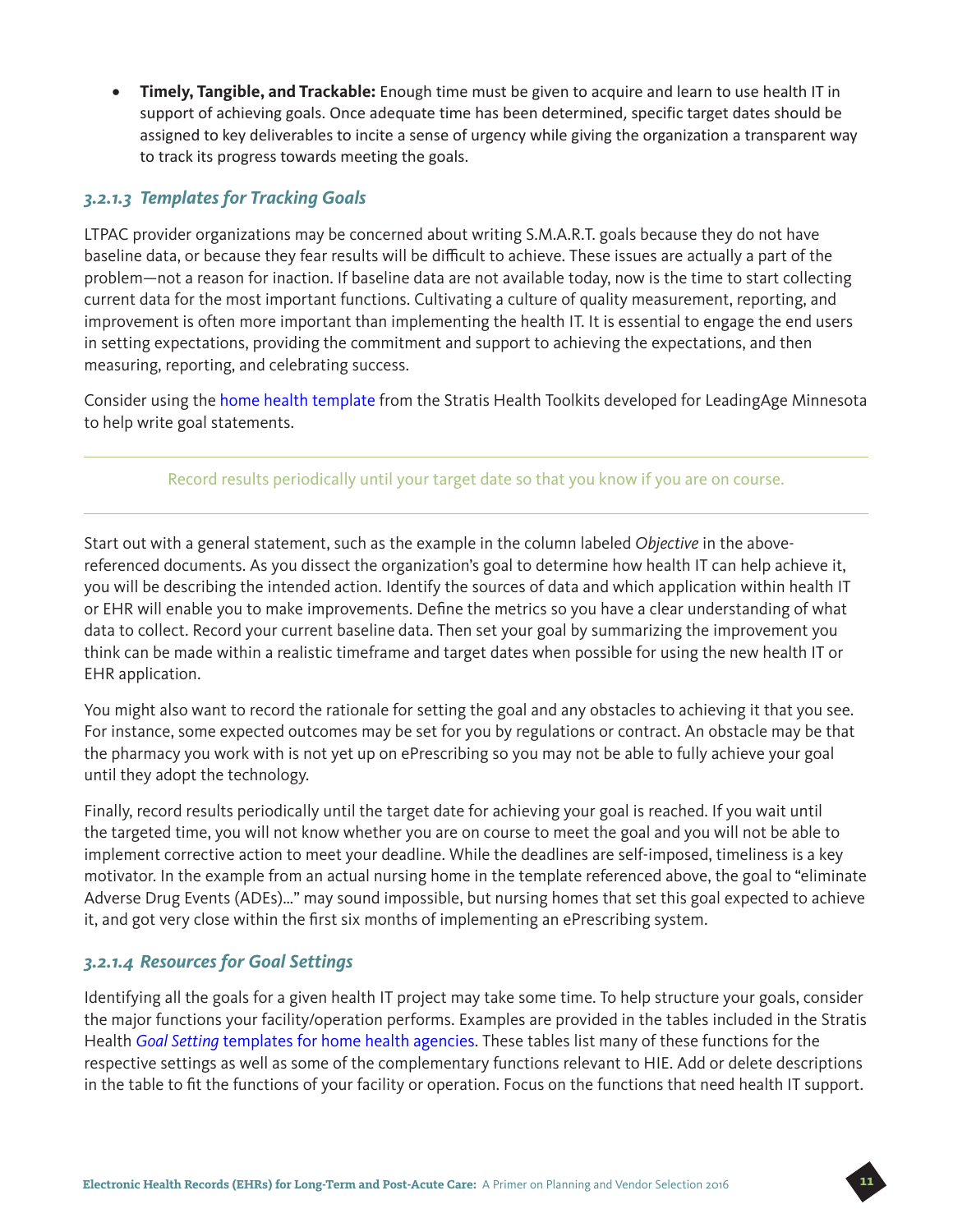- **Timely, Tangible, and Trackable:** Enough time must be given to acquire and learn to use health IT in support of achieving goals. Once adequate time has been determined, specific target dates should be assigned to key deliverables to incite a sense of urgency while giving the organization a transparent way to track its progress towards meeting the goals.

### *3.2.1.3 Templates for Tracking Goals*

LTPAC provider organizations may be concerned about writing S.M.A.R.T. goals because they do not have baseline data, or because they fear results will be difficult to achieve. These issues are actually a part of the problem—not a reason for inaction. If baseline data are not available today, now is the time to start collecting current data for the most important functions. Cultivating a culture of quality measurement, reporting, and improvement is often more important than implementing the health IT. It is essential to engage the end users in setting expectations, providing the commitment and support to achieving the expectations, and then measuring, reporting, and celebrating success.

Consider using the home health template from the Stratis Health Toolkits developed for LeadingAge Minnesota to help write goal statements.

---

Record results periodically until your target date so that you know if you are on course.

---

Start out with a general statement, such as the example in the column labeled *Objective* in the above-referenced documents. As you dissect the organization's goal to determine how health IT can help achieve it, you will be describing the intended action. Identify the sources of data and which application within health IT or EHR will enable you to make improvements. Define the metrics so you have a clear understanding of what data to collect. Record your current baseline data. Then set your goal by summarizing the improvement you think can be made within a realistic timeframe and target dates when possible for using the new health IT or EHR application.

You might also want to record the rationale for setting the goal and any obstacles to achieving it that you see. For instance, some expected outcomes may be set for you by regulations or contract. An obstacle may be that the pharmacy you work with is not yet up on ePrescribing so you may not be able to fully achieve your goal until they adopt the technology.

Finally, record results periodically until the target date for achieving your goal is reached. If you wait until the targeted time, you will not know whether you are on course to meet the goal and you will not be able to implement corrective action to meet your deadline. While the deadlines are self-imposed, timeliness is a key motivator. In the example from an actual nursing home in the template referenced above, the goal to "eliminate Adverse Drug Events (ADEs)…" may sound impossible, but nursing homes that set this goal expected to achieve it, and got very close within the first six months of implementing an ePrescribing system.

### *3.2.1.4 Resources for Goal Settings*

Identifying all the goals for a given health IT project may take some time. To help structure your goals, consider the major functions your facility/operation performs. Examples are provided in the tables included in the Stratis Health *Goal Setting* templates for home health agencies. These tables list many of these functions for the respective settings as well as some of the complementary functions relevant to HIE. Add or delete descriptions in the table to fit the functions of your facility or operation. Focus on the functions that need health IT support.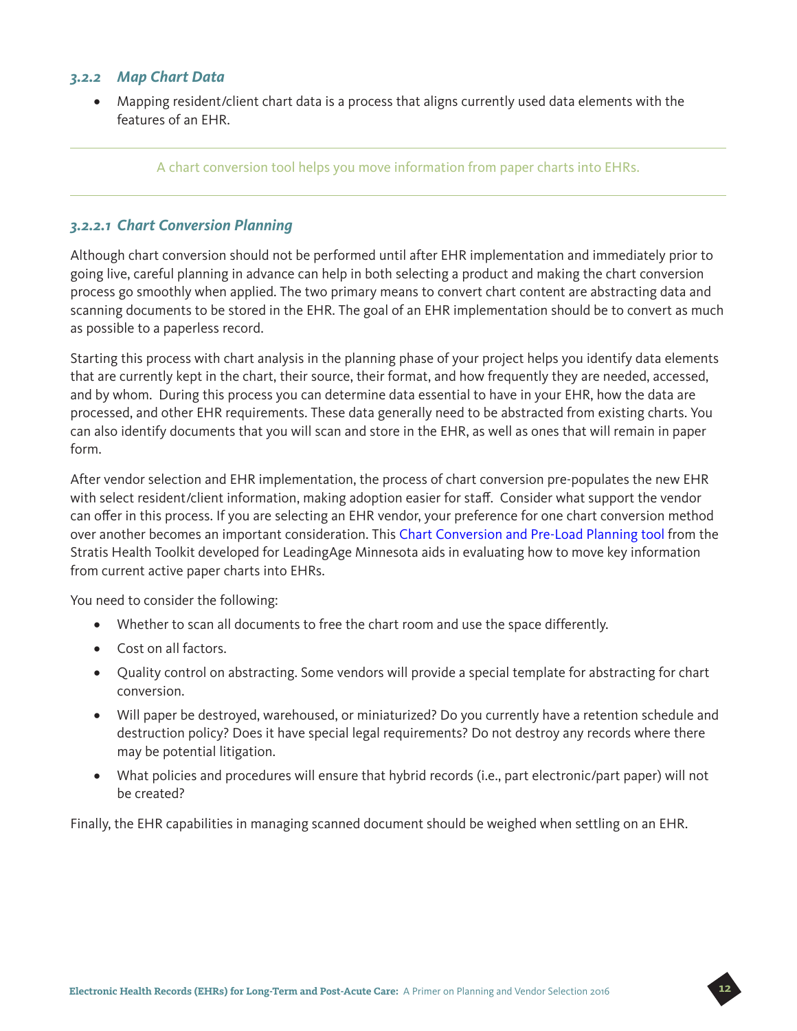### *3.2.2 Map Chart Data*

- Mapping resident/client chart data is a process that aligns currently used data elements with the features of an EHR.

---

A chart conversion tool helps you move information from paper charts into EHRs.

---

#### *3.2.2.1 Chart Conversion Planning*

Although chart conversion should not be performed until after EHR implementation and immediately prior to going live, careful planning in advance can help in both selecting a product and making the chart conversion process go smoothly when applied. The two primary means to convert chart content are abstracting data and scanning documents to be stored in the EHR. The goal of an EHR implementation should be to convert as much as possible to a paperless record.

Starting this process with chart analysis in the planning phase of your project helps you identify data elements that are currently kept in the chart, their source, their format, and how frequently they are needed, accessed, and by whom. During this process you can determine data essential to have in your EHR, how the data are processed, and other EHR requirements. These data generally need to be abstracted from existing charts. You can also identify documents that you will scan and store in the EHR, as well as ones that will remain in paper form.

After vendor selection and EHR implementation, the process of chart conversion pre-populates the new EHR with select resident/client information, making adoption easier for staff. Consider what support the vendor can offer in this process. If you are selecting an EHR vendor, your preference for one chart conversion method over another becomes an important consideration. This Chart Conversion and Pre-Load Planning tool from the Stratis Health Toolkit developed for LeadingAge Minnesota aids in evaluating how to move key information from current active paper charts into EHRs.

You need to consider the following:

- Whether to scan all documents to free the chart room and use the space differently.
- Cost on all factors.
- Quality control on abstracting. Some vendors will provide a special template for abstracting for chart conversion.
- Will paper be destroyed, warehoused, or miniaturized? Do you currently have a retention schedule and destruction policy? Does it have special legal requirements? Do not destroy any records where there may be potential litigation.
- What policies and procedures will ensure that hybrid records (i.e., part electronic/part paper) will not be created?

Finally, the EHR capabilities in managing scanned document should be weighed when settling on an EHR.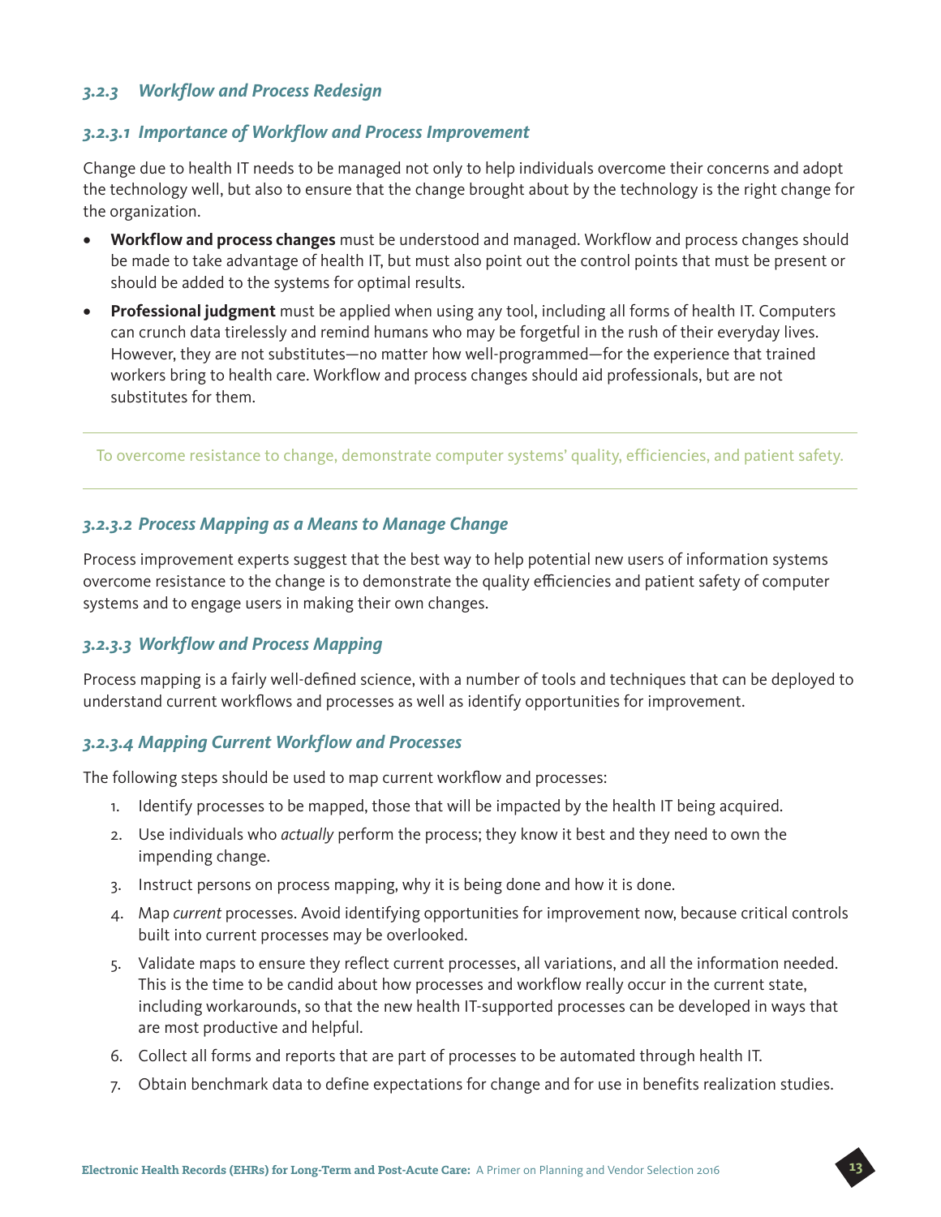### *3.2.3 Workflow and Process Redesign*

#### *3.2.3.1 Importance of Workflow and Process Improvement*

Change due to health IT needs to be managed not only to help individuals overcome their concerns and adopt the technology well, but also to ensure that the change brought about by the technology is the right change for the organization.

- **Workflow and process changes** must be understood and managed. Workflow and process changes should be made to take advantage of health IT, but must also point out the control points that must be present or should be added to the systems for optimal results.
- **Professional judgment** must be applied when using any tool, including all forms of health IT. Computers can crunch data tirelessly and remind humans who may be forgetful in the rush of their everyday lives. However, they are not substitutes—no matter how well-programmed—for the experience that trained workers bring to health care. Workflow and process changes should aid professionals, but are not substitutes for them.

---

To overcome resistance to change, demonstrate computer systems' quality, efficiencies, and patient safety.

---

#### *3.2.3.2 Process Mapping as a Means to Manage Change*

Process improvement experts suggest that the best way to help potential new users of information systems overcome resistance to the change is to demonstrate the quality efficiencies and patient safety of computer systems and to engage users in making their own changes.

#### *3.2.3.3 Workflow and Process Mapping*

Process mapping is a fairly well-defined science, with a number of tools and techniques that can be deployed to understand current workflows and processes as well as identify opportunities for improvement.

#### *3.2.3.4 Mapping Current Workflow and Processes*

The following steps should be used to map current workflow and processes:

1. Identify processes to be mapped, those that will be impacted by the health IT being acquired.
2. Use individuals who *actually* perform the process; they know it best and they need to own the impending change.
3. Instruct persons on process mapping, why it is being done and how it is done.
4. Map *current* processes. Avoid identifying opportunities for improvement now, because critical controls built into current processes may be overlooked.
5. Validate maps to ensure they reflect current processes, all variations, and all the information needed. This is the time to be candid about how processes and workflow really occur in the current state, including workarounds, so that the new health IT-supported processes can be developed in ways that are most productive and helpful.
6. Collect all forms and reports that are part of processes to be automated through health IT.
7. Obtain benchmark data to define expectations for change and for use in benefits realization studies.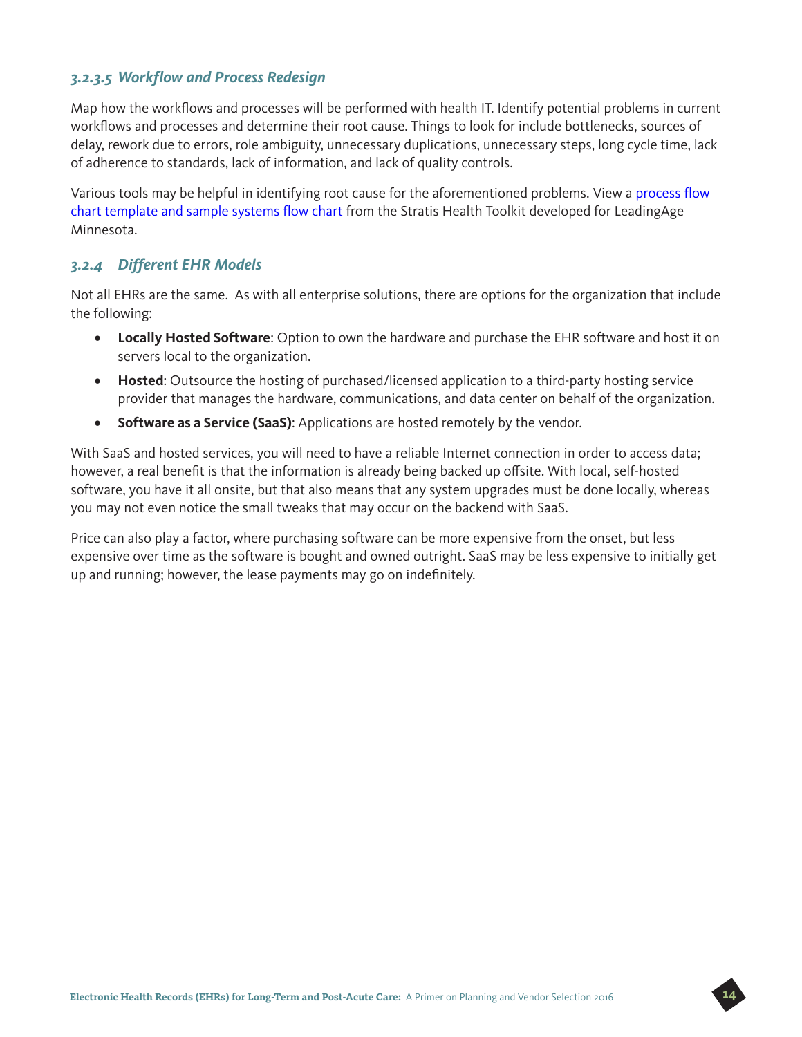#### *3.2.3.5 Workflow and Process Redesign*

Map how the workflows and processes will be performed with health IT. Identify potential problems in current workflows and processes and determine their root cause. Things to look for include bottlenecks, sources of delay, rework due to errors, role ambiguity, unnecessary duplications, unnecessary steps, long cycle time, lack of adherence to standards, lack of information, and lack of quality controls.

Various tools may be helpful in identifying root cause for the aforementioned problems. View a process flow chart template and sample systems flow chart from the Stratis Health Toolkit developed for LeadingAge Minnesota.

### *3.2.4 Different EHR Models*

Not all EHRs are the same. As with all enterprise solutions, there are options for the organization that include the following:

- **Locally Hosted Software**: Option to own the hardware and purchase the EHR software and host it on servers local to the organization.
- **Hosted**: Outsource the hosting of purchased/licensed application to a third-party hosting service provider that manages the hardware, communications, and data center on behalf of the organization.
- **Software as a Service (SaaS)**: Applications are hosted remotely by the vendor.

With SaaS and hosted services, you will need to have a reliable Internet connection in order to access data; however, a real benefit is that the information is already being backed up offsite. With local, self-hosted software, you have it all onsite, but that also means that any system upgrades must be done locally, whereas you may not even notice the small tweaks that may occur on the backend with SaaS.

Price can also play a factor, where purchasing software can be more expensive from the onset, but less expensive over time as the software is bought and owned outright. SaaS may be less expensive to initially get up and running; however, the lease payments may go on indefinitely.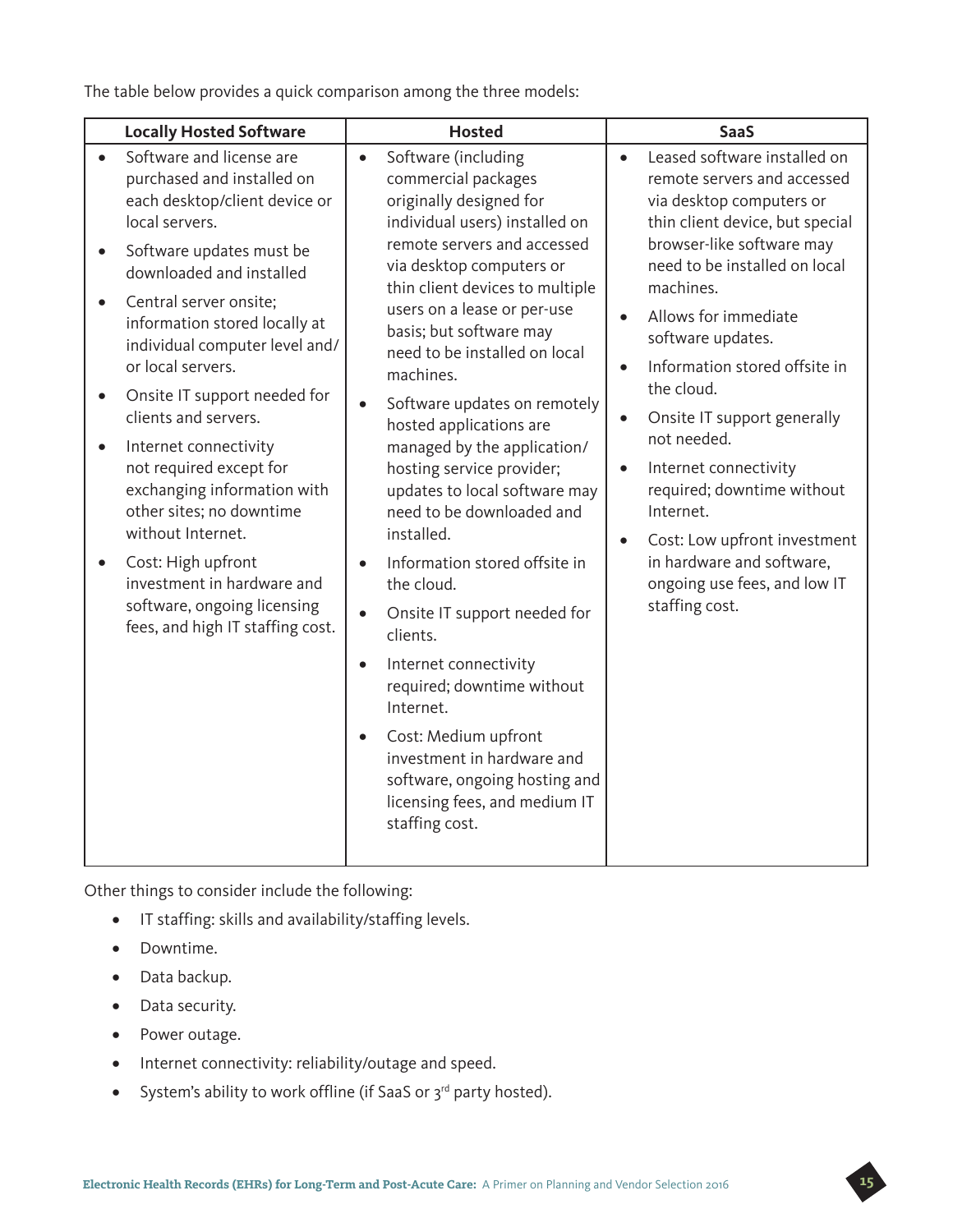The table below provides a quick comparison among the three models:

| Locally Hosted Software | Hosted | SaaS |
|---|---|---|
| • Software and license are purchased and installed on each desktop/client device or local servers.<br>• Software updates must be downloaded and installed<br>• Central server onsite; information stored locally at individual computer level and/or local servers.<br>• Onsite IT support needed for clients and servers.<br>• Internet connectivity not required except for exchanging information with other sites; no downtime without Internet.<br>• Cost: High upfront investment in hardware and software, ongoing licensing fees, and high IT staffing cost. | • Software (including commercial packages originally designed for individual users) installed on remote servers and accessed via desktop computers or thin client devices to multiple users on a lease or per-use basis; but software may need to be installed on local machines.<br>• Software updates on remotely hosted applications are managed by the application/hosting service provider; updates to local software may need to be downloaded and installed.<br>• Information stored offsite in the cloud.<br>• Onsite IT support needed for clients.<br>• Internet connectivity required; downtime without Internet.<br>• Cost: Medium upfront investment in hardware and software, ongoing hosting and licensing fees, and medium IT staffing cost. | • Leased software installed on remote servers and accessed via desktop computers or thin client device, but special browser-like software may need to be installed on local machines.<br>• Allows for immediate software updates.<br>• Information stored offsite in the cloud.<br>• Onsite IT support generally not needed.<br>• Internet connectivity required; downtime without Internet.<br>• Cost: Low upfront investment in hardware and software, ongoing use fees, and low IT staffing cost. |

Other things to consider include the following:

- IT staffing: skills and availability/staffing levels.
- Downtime.
- Data backup.
- Data security.
- Power outage.
- Internet connectivity: reliability/outage and speed.
- System's ability to work offline (if SaaS or 3rd party hosted).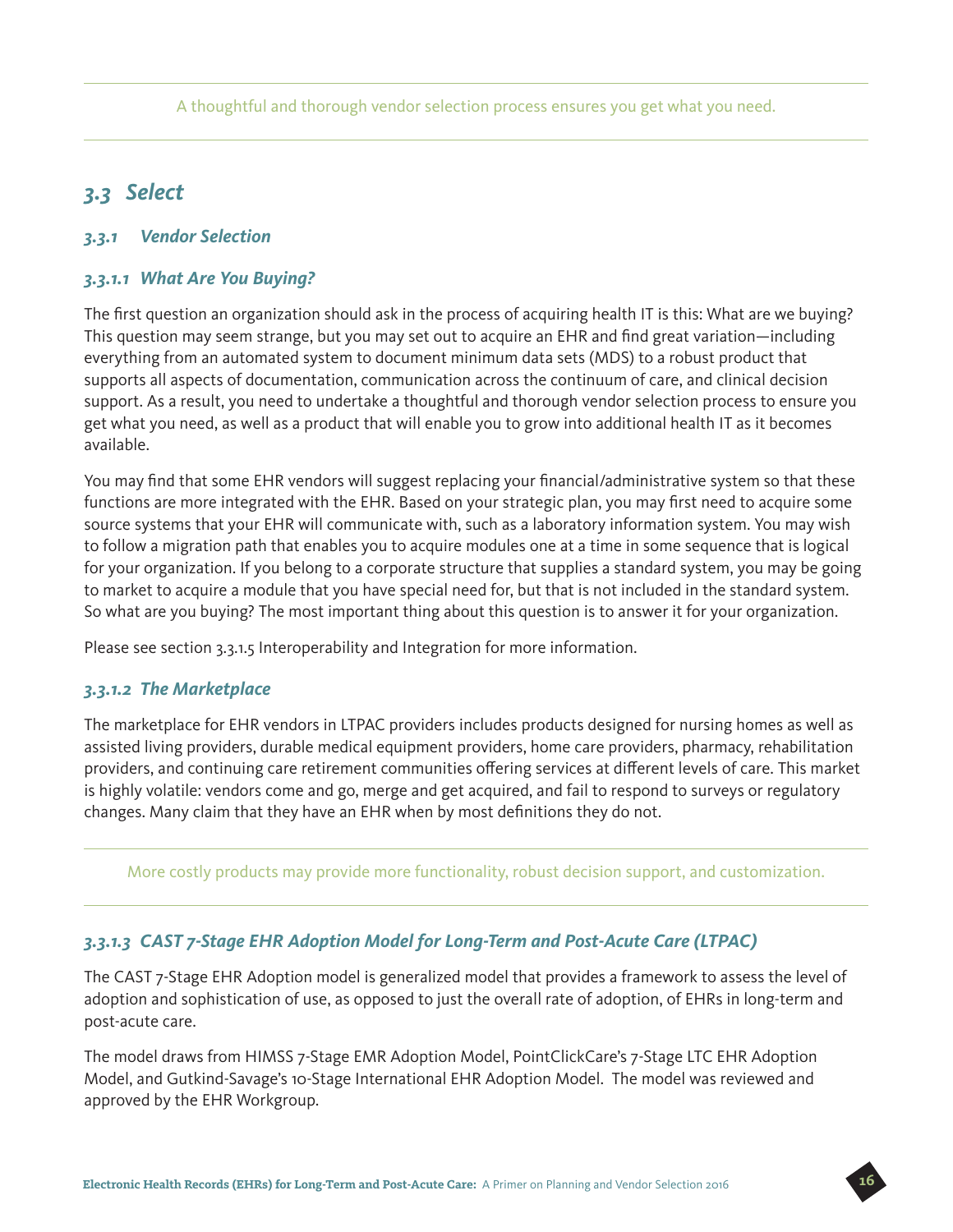A thoughtful and thorough vendor selection process ensures you get what you need.

## *3.3 Select*

### *3.3.1 Vendor Selection*

#### *3.3.1.1 What Are You Buying?*

The first question an organization should ask in the process of acquiring health IT is this: What are we buying? This question may seem strange, but you may set out to acquire an EHR and find great variation—including everything from an automated system to document minimum data sets (MDS) to a robust product that supports all aspects of documentation, communication across the continuum of care, and clinical decision support. As a result, you need to undertake a thoughtful and thorough vendor selection process to ensure you get what you need, as well as a product that will enable you to grow into additional health IT as it becomes available.

You may find that some EHR vendors will suggest replacing your financial/administrative system so that these functions are more integrated with the EHR. Based on your strategic plan, you may first need to acquire some source systems that your EHR will communicate with, such as a laboratory information system. You may wish to follow a migration path that enables you to acquire modules one at a time in some sequence that is logical for your organization. If you belong to a corporate structure that supplies a standard system, you may be going to market to acquire a module that you have special need for, but that is not included in the standard system. So what are you buying? The most important thing about this question is to answer it for your organization.

Please see section 3.3.1.5 Interoperability and Integration for more information.

#### *3.3.1.2 The Marketplace*

The marketplace for EHR vendors in LTPAC providers includes products designed for nursing homes as well as assisted living providers, durable medical equipment providers, home care providers, pharmacy, rehabilitation providers, and continuing care retirement communities offering services at different levels of care. This market is highly volatile: vendors come and go, merge and get acquired, and fail to respond to surveys or regulatory changes. Many claim that they have an EHR when by most definitions they do not.

More costly products may provide more functionality, robust decision support, and customization.

#### *3.3.1.3 CAST 7-Stage EHR Adoption Model for Long-Term and Post-Acute Care (LTPAC)*

The CAST 7-Stage EHR Adoption model is generalized model that provides a framework to assess the level of adoption and sophistication of use, as opposed to just the overall rate of adoption, of EHRs in long-term and post-acute care.

The model draws from HIMSS 7-Stage EMR Adoption Model, PointClickCare's 7-Stage LTC EHR Adoption Model, and Gutkind-Savage's 10-Stage International EHR Adoption Model. The model was reviewed and approved by the EHR Workgroup.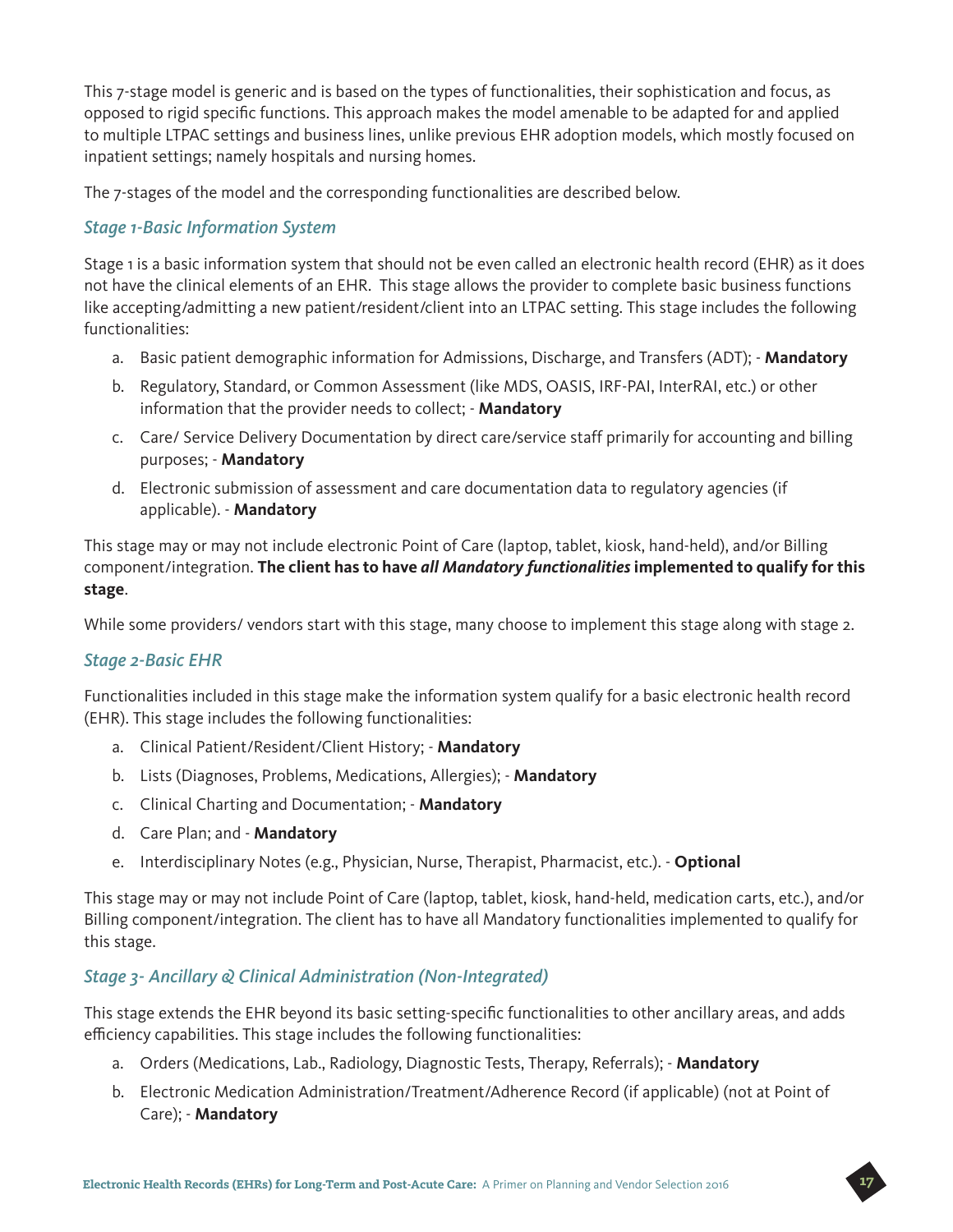This 7-stage model is generic and is based on the types of functionalities, their sophistication and focus, as opposed to rigid specific functions. This approach makes the model amenable to be adapted for and applied to multiple LTPAC settings and business lines, unlike previous EHR adoption models, which mostly focused on inpatient settings; namely hospitals and nursing homes.

The 7-stages of the model and the corresponding functionalities are described below.

### *Stage 1-Basic Information System*

Stage 1 is a basic information system that should not be even called an electronic health record (EHR) as it does not have the clinical elements of an EHR. This stage allows the provider to complete basic business functions like accepting/admitting a new patient/resident/client into an LTPAC setting. This stage includes the following functionalities:

a. Basic patient demographic information for Admissions, Discharge, and Transfers (ADT); - **Mandatory**
b. Regulatory, Standard, or Common Assessment (like MDS, OASIS, IRF-PAI, InterRAI, etc.) or other information that the provider needs to collect; - **Mandatory**
c. Care/ Service Delivery Documentation by direct care/service staff primarily for accounting and billing purposes; - **Mandatory**
d. Electronic submission of assessment and care documentation data to regulatory agencies (if applicable). - **Mandatory**

This stage may or may not include electronic Point of Care (laptop, tablet, kiosk, hand-held), and/or Billing component/integration. **The client has to have *all Mandatory functionalities* implemented to qualify for this stage**.

While some providers/ vendors start with this stage, many choose to implement this stage along with stage 2.

### *Stage 2-Basic EHR*

Functionalities included in this stage make the information system qualify for a basic electronic health record (EHR). This stage includes the following functionalities:

a. Clinical Patient/Resident/Client History; - **Mandatory**
b. Lists (Diagnoses, Problems, Medications, Allergies); - **Mandatory**
c. Clinical Charting and Documentation; - **Mandatory**
d. Care Plan; and - **Mandatory**
e. Interdisciplinary Notes (e.g., Physician, Nurse, Therapist, Pharmacist, etc.). - **Optional**

This stage may or may not include Point of Care (laptop, tablet, kiosk, hand-held, medication carts, etc.), and/or Billing component/integration. The client has to have all Mandatory functionalities implemented to qualify for this stage.

### *Stage 3- Ancillary & Clinical Administration (Non-Integrated)*

This stage extends the EHR beyond its basic setting-specific functionalities to other ancillary areas, and adds efficiency capabilities. This stage includes the following functionalities:

a. Orders (Medications, Lab., Radiology, Diagnostic Tests, Therapy, Referrals); - **Mandatory**
b. Electronic Medication Administration/Treatment/Adherence Record (if applicable) (not at Point of Care); - **Mandatory**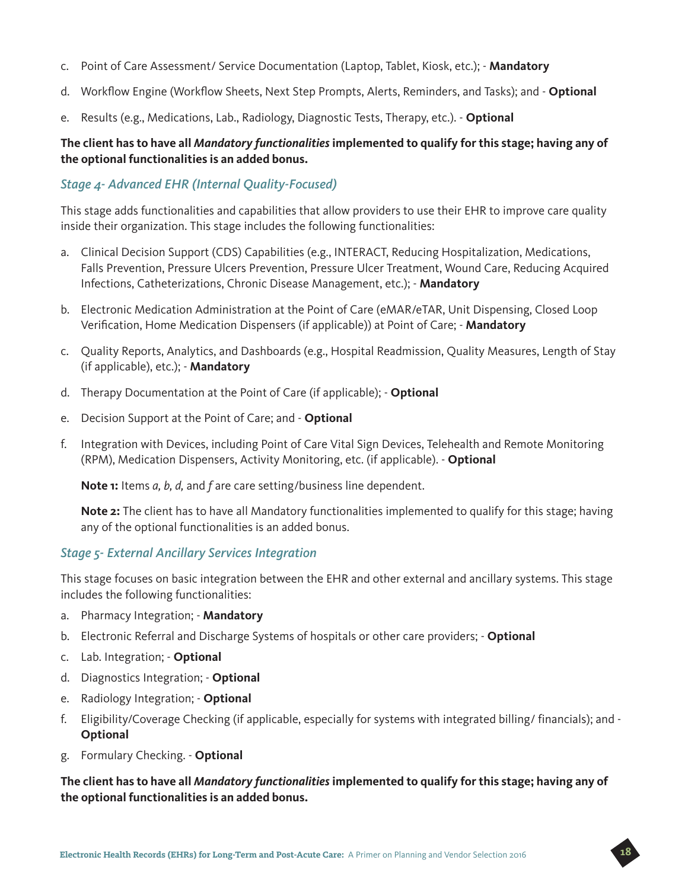c. Point of Care Assessment/ Service Documentation (Laptop, Tablet, Kiosk, etc.); - **Mandatory**

d. Workflow Engine (Workflow Sheets, Next Step Prompts, Alerts, Reminders, and Tasks); and - **Optional**

e. Results (e.g., Medications, Lab., Radiology, Diagnostic Tests, Therapy, etc.). - **Optional**

**The client has to have all *Mandatory functionalities* implemented to qualify for this stage; having any of the optional functionalities is an added bonus.**

### *Stage 4- Advanced EHR (Internal Quality-Focused)*

This stage adds functionalities and capabilities that allow providers to use their EHR to improve care quality inside their organization. This stage includes the following functionalities:

a. Clinical Decision Support (CDS) Capabilities (e.g., INTERACT, Reducing Hospitalization, Medications, Falls Prevention, Pressure Ulcers Prevention, Pressure Ulcer Treatment, Wound Care, Reducing Acquired Infections, Catheterizations, Chronic Disease Management, etc.); - **Mandatory**

b. Electronic Medication Administration at the Point of Care (eMAR/eTAR, Unit Dispensing, Closed Loop Verification, Home Medication Dispensers (if applicable)) at Point of Care; - **Mandatory**

c. Quality Reports, Analytics, and Dashboards (e.g., Hospital Readmission, Quality Measures, Length of Stay (if applicable), etc.); - **Mandatory**

d. Therapy Documentation at the Point of Care (if applicable); - **Optional**

e. Decision Support at the Point of Care; and - **Optional**

f. Integration with Devices, including Point of Care Vital Sign Devices, Telehealth and Remote Monitoring (RPM), Medication Dispensers, Activity Monitoring, etc. (if applicable). - **Optional**

   **Note 1:** Items *a, b, d,* and *f* are care setting/business line dependent.

   **Note 2:** The client has to have all Mandatory functionalities implemented to qualify for this stage; having any of the optional functionalities is an added bonus.

### *Stage 5- External Ancillary Services Integration*

This stage focuses on basic integration between the EHR and other external and ancillary systems. This stage includes the following functionalities:

a. Pharmacy Integration; - **Mandatory**

b. Electronic Referral and Discharge Systems of hospitals or other care providers; - **Optional**

c. Lab. Integration; - **Optional**

d. Diagnostics Integration; - **Optional**

e. Radiology Integration; - **Optional**

f. Eligibility/Coverage Checking (if applicable, especially for systems with integrated billing/ financials); and - **Optional**

g. Formulary Checking. - **Optional**

**The client has to have all *Mandatory functionalities* implemented to qualify for this stage; having any of the optional functionalities is an added bonus.**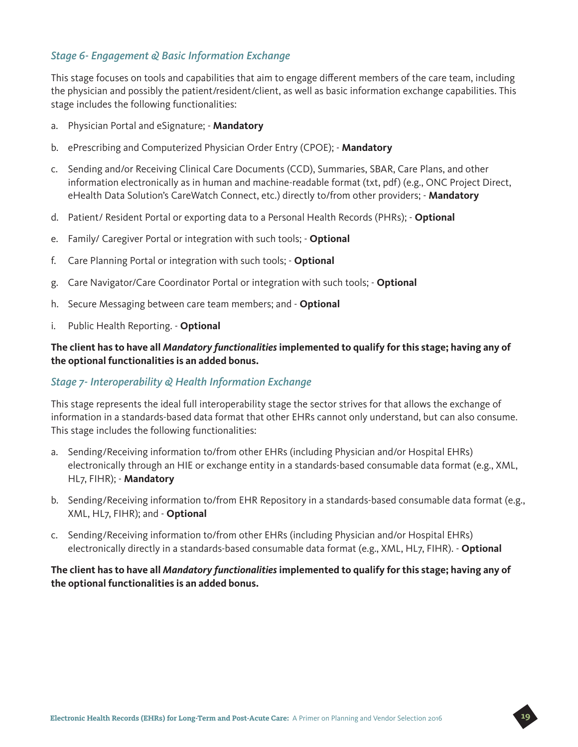### *Stage 6- Engagement & Basic Information Exchange*

This stage focuses on tools and capabilities that aim to engage different members of the care team, including the physician and possibly the patient/resident/client, as well as basic information exchange capabilities. This stage includes the following functionalities:

a. Physician Portal and eSignature; - **Mandatory**

b. ePrescribing and Computerized Physician Order Entry (CPOE); - **Mandatory**

c. Sending and/or Receiving Clinical Care Documents (CCD), Summaries, SBAR, Care Plans, and other information electronically as in human and machine-readable format (txt, pdf) (e.g., ONC Project Direct, eHealth Data Solution's CareWatch Connect, etc.) directly to/from other providers; - **Mandatory**

d. Patient/ Resident Portal or exporting data to a Personal Health Records (PHRs); - **Optional**

e. Family/ Caregiver Portal or integration with such tools; - **Optional**

f. Care Planning Portal or integration with such tools; - **Optional**

g. Care Navigator/Care Coordinator Portal or integration with such tools; - **Optional**

h. Secure Messaging between care team members; and - **Optional**

i. Public Health Reporting. - **Optional**

**The client has to have all *Mandatory functionalities* implemented to qualify for this stage; having any of the optional functionalities is an added bonus.**

### *Stage 7- Interoperability & Health Information Exchange*

This stage represents the ideal full interoperability stage the sector strives for that allows the exchange of information in a standards-based data format that other EHRs cannot only understand, but can also consume. This stage includes the following functionalities:

a. Sending/Receiving information to/from other EHRs (including Physician and/or Hospital EHRs) electronically through an HIE or exchange entity in a standards-based consumable data format (e.g., XML, HL7, FIHR); - **Mandatory**

b. Sending/Receiving information to/from EHR Repository in a standards-based consumable data format (e.g., XML, HL7, FIHR); and - **Optional**

c. Sending/Receiving information to/from other EHRs (including Physician and/or Hospital EHRs) electronically directly in a standards-based consumable data format (e.g., XML, HL7, FIHR). - **Optional**

**The client has to have all *Mandatory functionalities* implemented to qualify for this stage; having any of the optional functionalities is an added bonus.**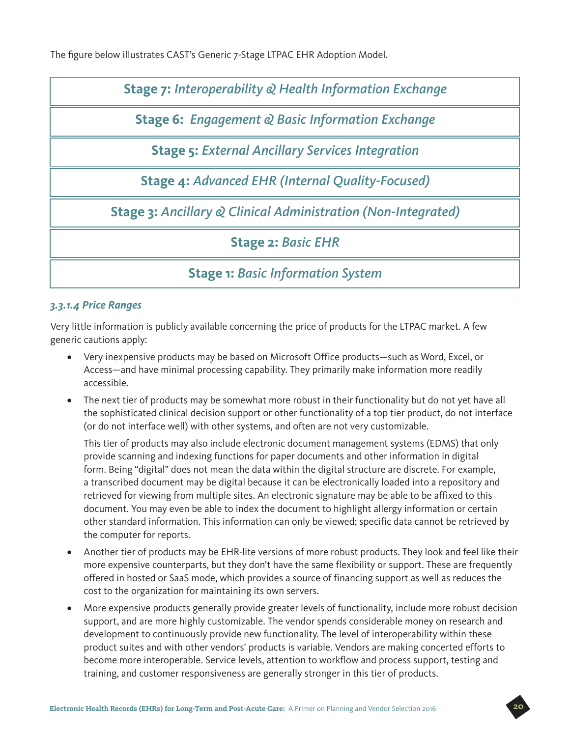The figure below illustrates CAST's Generic 7-Stage LTPAC EHR Adoption Model.

| **Stage 7:** *Interoperability & Health Information Exchange* |
|---|
| **Stage 6:** *Engagement & Basic Information Exchange* |
| **Stage 5:** *External Ancillary Services Integration* |
| **Stage 4:** *Advanced EHR (Internal Quality-Focused)* |
| **Stage 3:** *Ancillary & Clinical Administration (Non-Integrated)* |
| **Stage 2:** *Basic EHR* |
| **Stage 1:** *Basic Information System* |

#### *3.3.1.4 Price Ranges*

Very little information is publicly available concerning the price of products for the LTPAC market. A few generic cautions apply:

- Very inexpensive products may be based on Microsoft Office products—such as Word, Excel, or Access—and have minimal processing capability. They primarily make information more readily accessible.
- The next tier of products may be somewhat more robust in their functionality but do not yet have all the sophisticated clinical decision support or other functionality of a top tier product, do not interface (or do not interface well) with other systems, and often are not very customizable.

  This tier of products may also include electronic document management systems (EDMS) that only provide scanning and indexing functions for paper documents and other information in digital form. Being "digital" does not mean the data within the digital structure are discrete. For example, a transcribed document may be digital because it can be electronically loaded into a repository and retrieved for viewing from multiple sites. An electronic signature may be able to be affixed to this document. You may even be able to index the document to highlight allergy information or certain other standard information. This information can only be viewed; specific data cannot be retrieved by the computer for reports.
- Another tier of products may be EHR-lite versions of more robust products. They look and feel like their more expensive counterparts, but they don't have the same flexibility or support. These are frequently offered in hosted or SaaS mode, which provides a source of financing support as well as reduces the cost to the organization for maintaining its own servers.
- More expensive products generally provide greater levels of functionality, include more robust decision support, and are more highly customizable. The vendor spends considerable money on research and development to continuously provide new functionality. The level of interoperability within these product suites and with other vendors' products is variable. Vendors are making concerted efforts to become more interoperable. Service levels, attention to workflow and process support, testing and training, and customer responsiveness are generally stronger in this tier of products.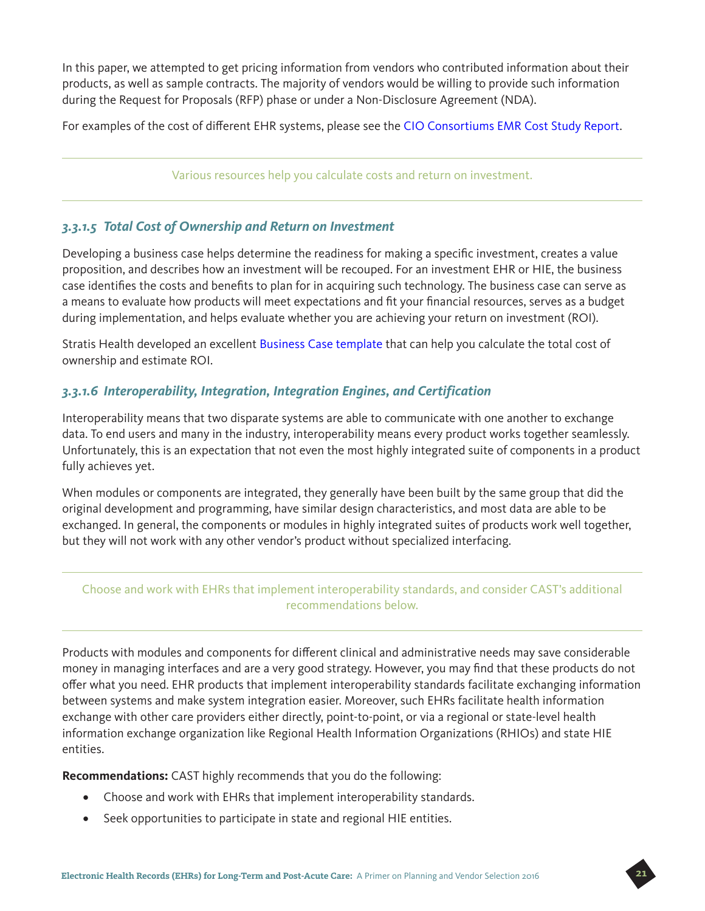In this paper, we attempted to get pricing information from vendors who contributed information about their products, as well as sample contracts. The majority of vendors would be willing to provide such information during the Request for Proposals (RFP) phase or under a Non-Disclosure Agreement (NDA).

For examples of the cost of different EHR systems, please see the CIO Consortiums EMR Cost Study Report.

---

Various resources help you calculate costs and return on investment.

---

### *3.3.1.5 Total Cost of Ownership and Return on Investment*

Developing a business case helps determine the readiness for making a specific investment, creates a value proposition, and describes how an investment will be recouped. For an investment EHR or HIE, the business case identifies the costs and benefits to plan for in acquiring such technology. The business case can serve as a means to evaluate how products will meet expectations and fit your financial resources, serves as a budget during implementation, and helps evaluate whether you are achieving your return on investment (ROI).

Stratis Health developed an excellent Business Case template that can help you calculate the total cost of ownership and estimate ROI.

### *3.3.1.6 Interoperability, Integration, Integration Engines, and Certification*

Interoperability means that two disparate systems are able to communicate with one another to exchange data. To end users and many in the industry, interoperability means every product works together seamlessly. Unfortunately, this is an expectation that not even the most highly integrated suite of components in a product fully achieves yet.

When modules or components are integrated, they generally have been built by the same group that did the original development and programming, have similar design characteristics, and most data are able to be exchanged. In general, the components or modules in highly integrated suites of products work well together, but they will not work with any other vendor's product without specialized interfacing.

---

Choose and work with EHRs that implement interoperability standards, and consider CAST's additional recommendations below.

---

Products with modules and components for different clinical and administrative needs may save considerable money in managing interfaces and are a very good strategy. However, you may find that these products do not offer what you need. EHR products that implement interoperability standards facilitate exchanging information between systems and make system integration easier. Moreover, such EHRs facilitate health information exchange with other care providers either directly, point-to-point, or via a regional or state-level health information exchange organization like Regional Health Information Organizations (RHIOs) and state HIE entities.

**Recommendations:** CAST highly recommends that you do the following:

- Choose and work with EHRs that implement interoperability standards.
- Seek opportunities to participate in state and regional HIE entities.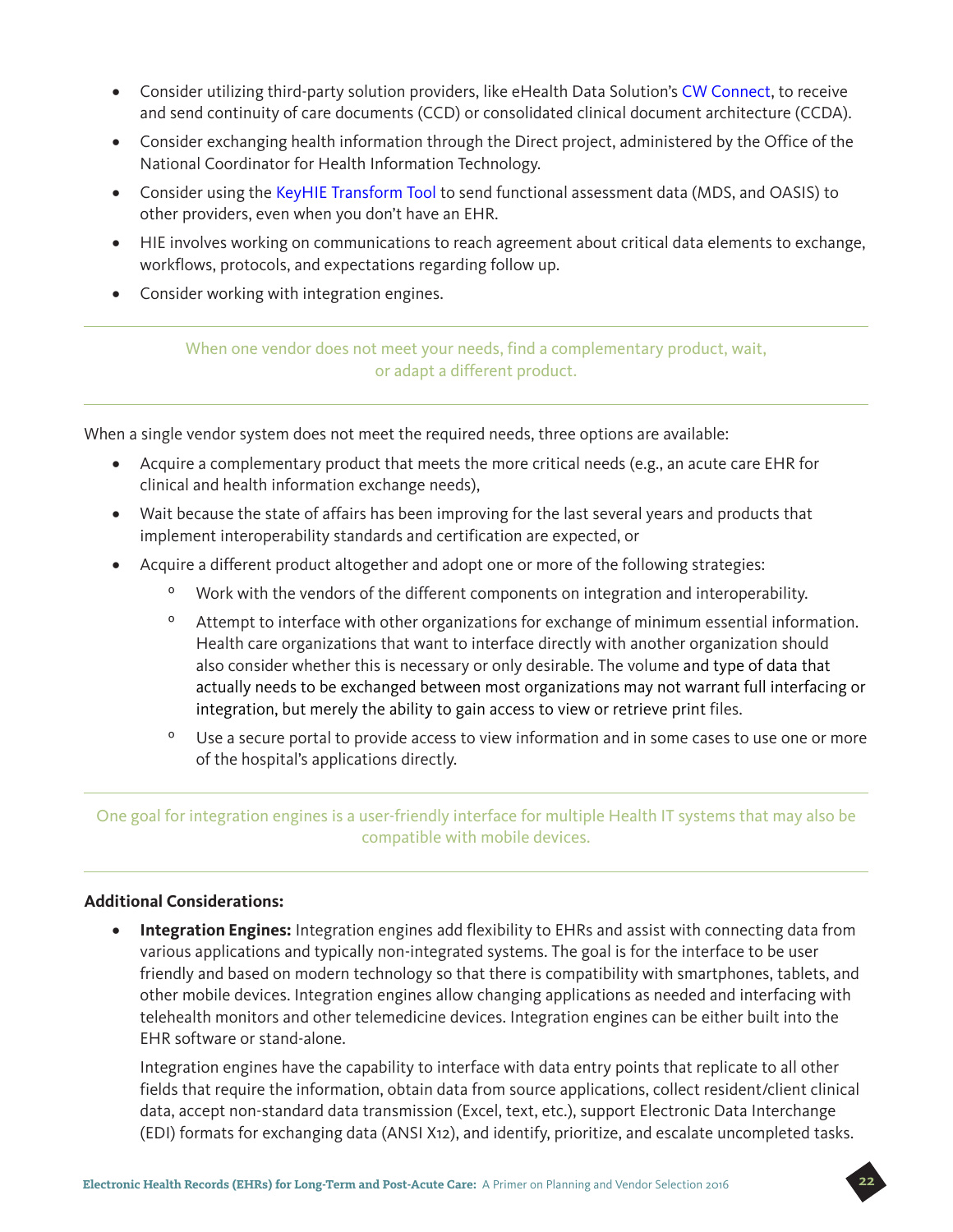- Consider utilizing third-party solution providers, like eHealth Data Solution's CW Connect, to receive and send continuity of care documents (CCD) or consolidated clinical document architecture (CCDA).
- Consider exchanging health information through the Direct project, administered by the Office of the National Coordinator for Health Information Technology.
- Consider using the KeyHIE Transform Tool to send functional assessment data (MDS, and OASIS) to other providers, even when you don't have an EHR.
- HIE involves working on communications to reach agreement about critical data elements to exchange, workflows, protocols, and expectations regarding follow up.
- Consider working with integration engines.

---

When one vendor does not meet your needs, find a complementary product, wait, or adapt a different product.

---

When a single vendor system does not meet the required needs, three options are available:

- Acquire a complementary product that meets the more critical needs (e.g., an acute care EHR for clinical and health information exchange needs),
- Wait because the state of affairs has been improving for the last several years and products that implement interoperability standards and certification are expected, or
- Acquire a different product altogether and adopt one or more of the following strategies:
  - Work with the vendors of the different components on integration and interoperability.
  - Attempt to interface with other organizations for exchange of minimum essential information. Health care organizations that want to interface directly with another organization should also consider whether this is necessary or only desirable. The volume and type of data that actually needs to be exchanged between most organizations may not warrant full interfacing or integration, but merely the ability to gain access to view or retrieve print files.
  - Use a secure portal to provide access to view information and in some cases to use one or more of the hospital's applications directly.

---

One goal for integration engines is a user-friendly interface for multiple Health IT systems that may also be compatible with mobile devices.

---

**Additional Considerations:**

- **Integration Engines:** Integration engines add flexibility to EHRs and assist with connecting data from various applications and typically non-integrated systems. The goal is for the interface to be user friendly and based on modern technology so that there is compatibility with smartphones, tablets, and other mobile devices. Integration engines allow changing applications as needed and interfacing with telehealth monitors and other telemedicine devices. Integration engines can be either built into the EHR software or stand-alone.

  Integration engines have the capability to interface with data entry points that replicate to all other fields that require the information, obtain data from source applications, collect resident/client clinical data, accept non-standard data transmission (Excel, text, etc.), support Electronic Data Interchange (EDI) formats for exchanging data (ANSI X12), and identify, prioritize, and escalate uncompleted tasks.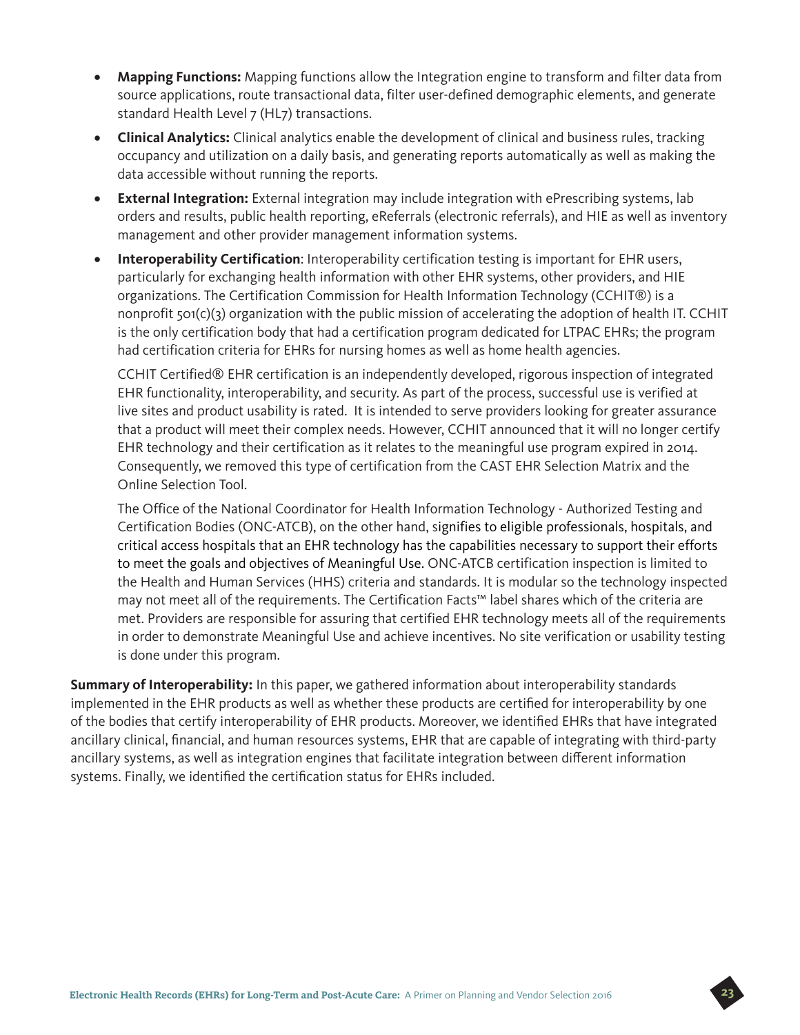- **Mapping Functions:** Mapping functions allow the Integration engine to transform and filter data from source applications, route transactional data, filter user-defined demographic elements, and generate standard Health Level 7 (HL7) transactions.
- **Clinical Analytics:** Clinical analytics enable the development of clinical and business rules, tracking occupancy and utilization on a daily basis, and generating reports automatically as well as making the data accessible without running the reports.
- **External Integration:** External integration may include integration with ePrescribing systems, lab orders and results, public health reporting, eReferrals (electronic referrals), and HIE as well as inventory management and other provider management information systems.
- **Interoperability Certification**: Interoperability certification testing is important for EHR users, particularly for exchanging health information with other EHR systems, other providers, and HIE organizations. The Certification Commission for Health Information Technology (CCHIT®) is a nonprofit 501(c)(3) organization with the public mission of accelerating the adoption of health IT. CCHIT is the only certification body that had a certification program dedicated for LTPAC EHRs; the program had certification criteria for EHRs for nursing homes as well as home health agencies.

  CCHIT Certified® EHR certification is an independently developed, rigorous inspection of integrated EHR functionality, interoperability, and security. As part of the process, successful use is verified at live sites and product usability is rated. It is intended to serve providers looking for greater assurance that a product will meet their complex needs. However, CCHIT announced that it will no longer certify EHR technology and their certification as it relates to the meaningful use program expired in 2014. Consequently, we removed this type of certification from the CAST EHR Selection Matrix and the Online Selection Tool.

  The Office of the National Coordinator for Health Information Technology - Authorized Testing and Certification Bodies (ONC-ATCB), on the other hand, signifies to eligible professionals, hospitals, and critical access hospitals that an EHR technology has the capabilities necessary to support their efforts to meet the goals and objectives of Meaningful Use. ONC-ATCB certification inspection is limited to the Health and Human Services (HHS) criteria and standards. It is modular so the technology inspected may not meet all of the requirements. The Certification Facts™ label shares which of the criteria are met. Providers are responsible for assuring that certified EHR technology meets all of the requirements in order to demonstrate Meaningful Use and achieve incentives. No site verification or usability testing is done under this program.

**Summary of Interoperability:** In this paper, we gathered information about interoperability standards implemented in the EHR products as well as whether these products are certified for interoperability by one of the bodies that certify interoperability of EHR products. Moreover, we identified EHRs that have integrated ancillary clinical, financial, and human resources systems, EHR that are capable of integrating with third-party ancillary systems, as well as integration engines that facilitate integration between different information systems. Finally, we identified the certification status for EHRs included.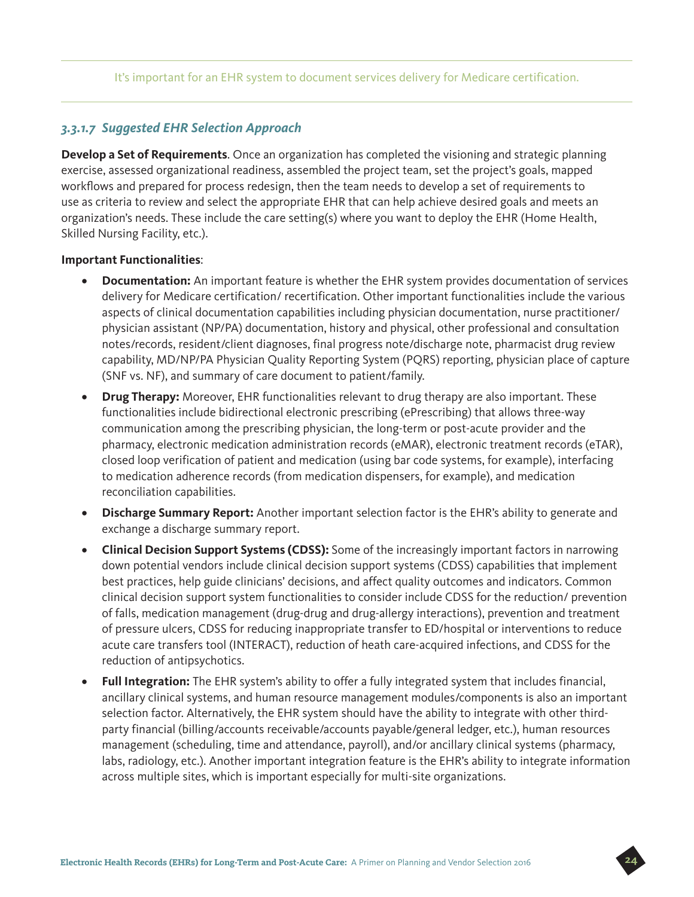It's important for an EHR system to document services delivery for Medicare certification.

### *3.3.1.7 Suggested EHR Selection Approach*

**Develop a Set of Requirements**. Once an organization has completed the visioning and strategic planning exercise, assessed organizational readiness, assembled the project team, set the project's goals, mapped workflows and prepared for process redesign, then the team needs to develop a set of requirements to use as criteria to review and select the appropriate EHR that can help achieve desired goals and meets an organization's needs. These include the care setting(s) where you want to deploy the EHR (Home Health, Skilled Nursing Facility, etc.).

**Important Functionalities**:

- **Documentation:** An important feature is whether the EHR system provides documentation of services delivery for Medicare certification/ recertification. Other important functionalities include the various aspects of clinical documentation capabilities including physician documentation, nurse practitioner/ physician assistant (NP/PA) documentation, history and physical, other professional and consultation notes/records, resident/client diagnoses, final progress note/discharge note, pharmacist drug review capability, MD/NP/PA Physician Quality Reporting System (PQRS) reporting, physician place of capture (SNF vs. NF), and summary of care document to patient/family.
- **Drug Therapy:** Moreover, EHR functionalities relevant to drug therapy are also important. These functionalities include bidirectional electronic prescribing (ePrescribing) that allows three-way communication among the prescribing physician, the long-term or post-acute provider and the pharmacy, electronic medication administration records (eMAR), electronic treatment records (eTAR), closed loop verification of patient and medication (using bar code systems, for example), interfacing to medication adherence records (from medication dispensers, for example), and medication reconciliation capabilities.
- **Discharge Summary Report:** Another important selection factor is the EHR's ability to generate and exchange a discharge summary report.
- **Clinical Decision Support Systems (CDSS):** Some of the increasingly important factors in narrowing down potential vendors include clinical decision support systems (CDSS) capabilities that implement best practices, help guide clinicians' decisions, and affect quality outcomes and indicators. Common clinical decision support system functionalities to consider include CDSS for the reduction/ prevention of falls, medication management (drug-drug and drug-allergy interactions), prevention and treatment of pressure ulcers, CDSS for reducing inappropriate transfer to ED/hospital or interventions to reduce acute care transfers tool (INTERACT), reduction of heath care-acquired infections, and CDSS for the reduction of antipsychotics.
- **Full Integration:** The EHR system's ability to offer a fully integrated system that includes financial, ancillary clinical systems, and human resource management modules/components is also an important selection factor. Alternatively, the EHR system should have the ability to integrate with other third-party financial (billing/accounts receivable/accounts payable/general ledger, etc.), human resources management (scheduling, time and attendance, payroll), and/or ancillary clinical systems (pharmacy, labs, radiology, etc.). Another important integration feature is the EHR's ability to integrate information across multiple sites, which is important especially for multi-site organizations.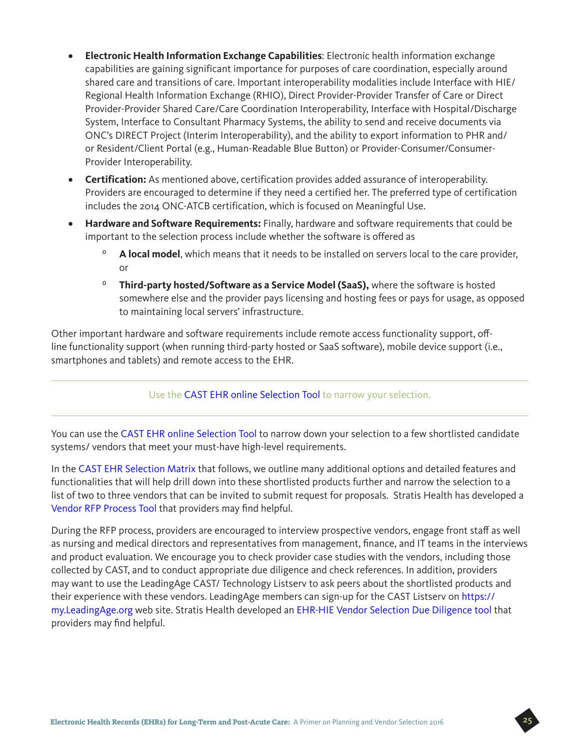- **Electronic Health Information Exchange Capabilities**: Electronic health information exchange capabilities are gaining significant importance for purposes of care coordination, especially around shared care and transitions of care. Important interoperability modalities include Interface with HIE/ Regional Health Information Exchange (RHIO), Direct Provider-Provider Transfer of Care or Direct Provider-Provider Shared Care/Care Coordination Interoperability, Interface with Hospital/Discharge System, Interface to Consultant Pharmacy Systems, the ability to send and receive documents via ONC's DIRECT Project (Interim Interoperability), and the ability to export information to PHR and/ or Resident/Client Portal (e.g., Human-Readable Blue Button) or Provider-Consumer/Consumer-Provider Interoperability.
- **Certification:** As mentioned above, certification provides added assurance of interoperability. Providers are encouraged to determine if they need a certified her. The preferred type of certification includes the 2014 ONC-ATCB certification, which is focused on Meaningful Use.
- **Hardware and Software Requirements:** Finally, hardware and software requirements that could be important to the selection process include whether the software is offered as
  - **A local model**, which means that it needs to be installed on servers local to the care provider, or
  - **Third-party hosted/Software as a Service Model (SaaS),** where the software is hosted somewhere else and the provider pays licensing and hosting fees or pays for usage, as opposed to maintaining local servers' infrastructure.

Other important hardware and software requirements include remote access functionality support, off-line functionality support (when running third-party hosted or SaaS software), mobile device support (i.e., smartphones and tablets) and remote access to the EHR.

---

Use the CAST EHR online Selection Tool to narrow your selection.

---

You can use the CAST EHR online Selection Tool to narrow down your selection to a few shortlisted candidate systems/ vendors that meet your must-have high-level requirements.

In the CAST EHR Selection Matrix that follows, we outline many additional options and detailed features and functionalities that will help drill down into these shortlisted products further and narrow the selection to a list of two to three vendors that can be invited to submit request for proposals. Stratis Health has developed a Vendor RFP Process Tool that providers may find helpful.

During the RFP process, providers are encouraged to interview prospective vendors, engage front staff as well as nursing and medical directors and representatives from management, finance, and IT teams in the interviews and product evaluation. We encourage you to check provider case studies with the vendors, including those collected by CAST, and to conduct appropriate due diligence and check references. In addition, providers may want to use the LeadingAge CAST/ Technology Listserv to ask peers about the shortlisted products and their experience with these vendors. LeadingAge members can sign-up for the CAST Listserv on https://my.LeadingAge.org web site. Stratis Health developed an EHR-HIE Vendor Selection Due Diligence tool that providers may find helpful.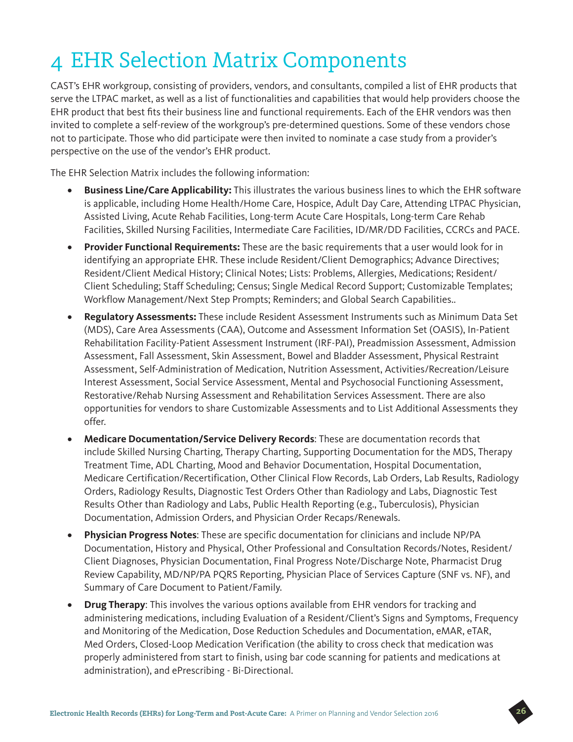# 4 EHR Selection Matrix Components

CAST's EHR workgroup, consisting of providers, vendors, and consultants, compiled a list of EHR products that serve the LTPAC market, as well as a list of functionalities and capabilities that would help providers choose the EHR product that best fits their business line and functional requirements. Each of the EHR vendors was then invited to complete a self-review of the workgroup's pre-determined questions. Some of these vendors chose not to participate. Those who did participate were then invited to nominate a case study from a provider's perspective on the use of the vendor's EHR product.

The EHR Selection Matrix includes the following information:

- **Business Line/Care Applicability:** This illustrates the various business lines to which the EHR software is applicable, including Home Health/Home Care, Hospice, Adult Day Care, Attending LTPAC Physician, Assisted Living, Acute Rehab Facilities, Long-term Acute Care Hospitals, Long-term Care Rehab Facilities, Skilled Nursing Facilities, Intermediate Care Facilities, ID/MR/DD Facilities, CCRCs and PACE.
- **Provider Functional Requirements:** These are the basic requirements that a user would look for in identifying an appropriate EHR. These include Resident/Client Demographics; Advance Directives; Resident/Client Medical History; Clinical Notes; Lists: Problems, Allergies, Medications; Resident/Client Scheduling; Staff Scheduling; Census; Single Medical Record Support; Customizable Templates; Workflow Management/Next Step Prompts; Reminders; and Global Search Capabilities..
- **Regulatory Assessments:** These include Resident Assessment Instruments such as Minimum Data Set (MDS), Care Area Assessments (CAA), Outcome and Assessment Information Set (OASIS), In-Patient Rehabilitation Facility-Patient Assessment Instrument (IRF-PAI), Preadmission Assessment, Admission Assessment, Fall Assessment, Skin Assessment, Bowel and Bladder Assessment, Physical Restraint Assessment, Self-Administration of Medication, Nutrition Assessment, Activities/Recreation/Leisure Interest Assessment, Social Service Assessment, Mental and Psychosocial Functioning Assessment, Restorative/Rehab Nursing Assessment and Rehabilitation Services Assessment. There are also opportunities for vendors to share Customizable Assessments and to List Additional Assessments they offer.
- **Medicare Documentation/Service Delivery Records**: These are documentation records that include Skilled Nursing Charting, Therapy Charting, Supporting Documentation for the MDS, Therapy Treatment Time, ADL Charting, Mood and Behavior Documentation, Hospital Documentation, Medicare Certification/Recertification, Other Clinical Flow Records, Lab Orders, Lab Results, Radiology Orders, Radiology Results, Diagnostic Test Orders Other than Radiology and Labs, Diagnostic Test Results Other than Radiology and Labs, Public Health Reporting (e.g., Tuberculosis), Physician Documentation, Admission Orders, and Physician Order Recaps/Renewals.
- **Physician Progress Notes**: These are specific documentation for clinicians and include NP/PA Documentation, History and Physical, Other Professional and Consultation Records/Notes, Resident/Client Diagnoses, Physician Documentation, Final Progress Note/Discharge Note, Pharmacist Drug Review Capability, MD/NP/PA PQRS Reporting, Physician Place of Services Capture (SNF vs. NF), and Summary of Care Document to Patient/Family.
- **Drug Therapy**: This involves the various options available from EHR vendors for tracking and administering medications, including Evaluation of a Resident/Client's Signs and Symptoms, Frequency and Monitoring of the Medication, Dose Reduction Schedules and Documentation, eMAR, eTAR, Med Orders, Closed-Loop Medication Verification (the ability to cross check that medication was properly administered from start to finish, using bar code scanning for patients and medications at administration), and ePrescribing - Bi-Directional.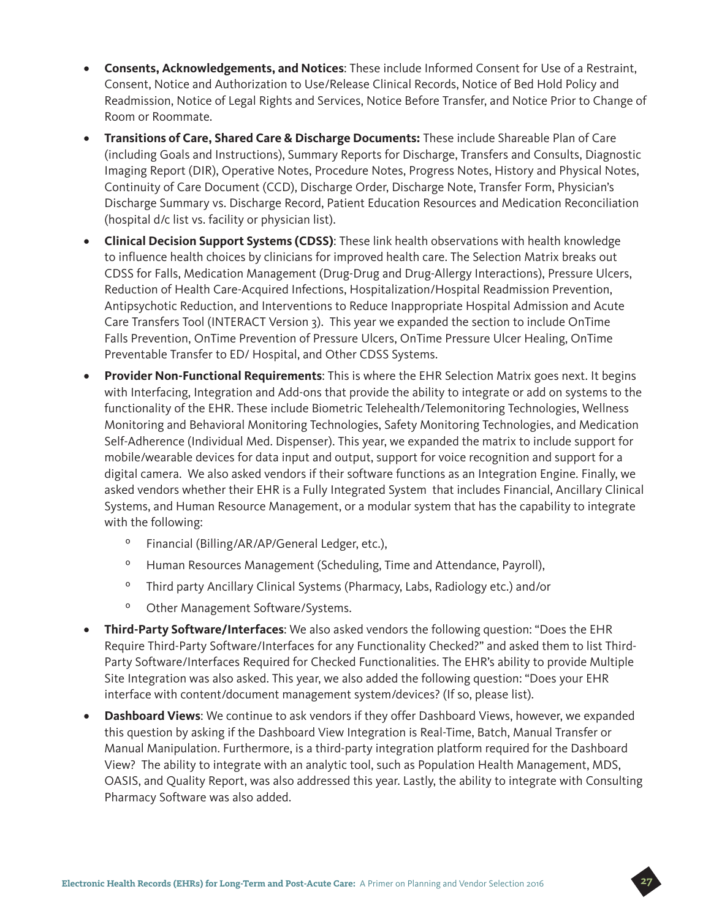- **Consents, Acknowledgements, and Notices**: These include Informed Consent for Use of a Restraint, Consent, Notice and Authorization to Use/Release Clinical Records, Notice of Bed Hold Policy and Readmission, Notice of Legal Rights and Services, Notice Before Transfer, and Notice Prior to Change of Room or Roommate.
- **Transitions of Care, Shared Care & Discharge Documents:** These include Shareable Plan of Care (including Goals and Instructions), Summary Reports for Discharge, Transfers and Consults, Diagnostic Imaging Report (DIR), Operative Notes, Procedure Notes, Progress Notes, History and Physical Notes, Continuity of Care Document (CCD), Discharge Order, Discharge Note, Transfer Form, Physician's Discharge Summary vs. Discharge Record, Patient Education Resources and Medication Reconciliation (hospital d/c list vs. facility or physician list).
- **Clinical Decision Support Systems (CDSS)**: These link health observations with health knowledge to influence health choices by clinicians for improved health care. The Selection Matrix breaks out CDSS for Falls, Medication Management (Drug-Drug and Drug-Allergy Interactions), Pressure Ulcers, Reduction of Health Care-Acquired Infections, Hospitalization/Hospital Readmission Prevention, Antipsychotic Reduction, and Interventions to Reduce Inappropriate Hospital Admission and Acute Care Transfers Tool (INTERACT Version 3). This year we expanded the section to include OnTime Falls Prevention, OnTime Prevention of Pressure Ulcers, OnTime Pressure Ulcer Healing, OnTime Preventable Transfer to ED/ Hospital, and Other CDSS Systems.
- **Provider Non-Functional Requirements**: This is where the EHR Selection Matrix goes next. It begins with Interfacing, Integration and Add-ons that provide the ability to integrate or add on systems to the functionality of the EHR. These include Biometric Telehealth/Telemonitoring Technologies, Wellness Monitoring and Behavioral Monitoring Technologies, Safety Monitoring Technologies, and Medication Self-Adherence (Individual Med. Dispenser). This year, we expanded the matrix to include support for mobile/wearable devices for data input and output, support for voice recognition and support for a digital camera. We also asked vendors if their software functions as an Integration Engine. Finally, we asked vendors whether their EHR is a Fully Integrated System that includes Financial, Ancillary Clinical Systems, and Human Resource Management, or a modular system that has the capability to integrate with the following:
  - Financial (Billing/AR/AP/General Ledger, etc.),
  - Human Resources Management (Scheduling, Time and Attendance, Payroll),
  - Third party Ancillary Clinical Systems (Pharmacy, Labs, Radiology etc.) and/or
  - Other Management Software/Systems.
- **Third-Party Software/Interfaces**: We also asked vendors the following question: "Does the EHR Require Third-Party Software/Interfaces for any Functionality Checked?" and asked them to list Third-Party Software/Interfaces Required for Checked Functionalities. The EHR's ability to provide Multiple Site Integration was also asked. This year, we also added the following question: "Does your EHR interface with content/document management system/devices? (If so, please list).
- **Dashboard Views**: We continue to ask vendors if they offer Dashboard Views, however, we expanded this question by asking if the Dashboard View Integration is Real-Time, Batch, Manual Transfer or Manual Manipulation. Furthermore, is a third-party integration platform required for the Dashboard View? The ability to integrate with an analytic tool, such as Population Health Management, MDS, OASIS, and Quality Report, was also addressed this year. Lastly, the ability to integrate with Consulting Pharmacy Software was also added.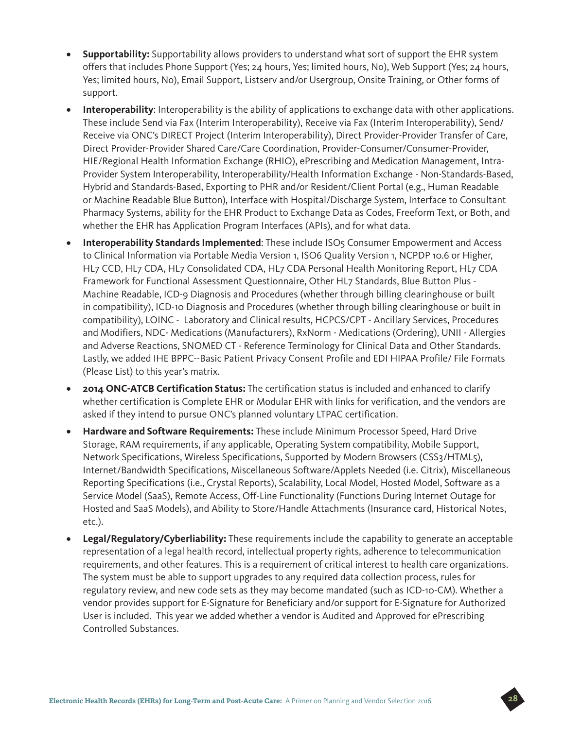- **Supportability:** Supportability allows providers to understand what sort of support the EHR system offers that includes Phone Support (Yes; 24 hours, Yes; limited hours, No), Web Support (Yes; 24 hours, Yes; limited hours, No), Email Support, Listserv and/or Usergroup, Onsite Training, or Other forms of support.
- **Interoperability**: Interoperability is the ability of applications to exchange data with other applications. These include Send via Fax (Interim Interoperability), Receive via Fax (Interim Interoperability), Send/Receive via ONC's DIRECT Project (Interim Interoperability), Direct Provider-Provider Transfer of Care, Direct Provider-Provider Shared Care/Care Coordination, Provider-Consumer/Consumer-Provider, HIE/Regional Health Information Exchange (RHIO), ePrescribing and Medication Management, Intra-Provider System Interoperability, Interoperability/Health Information Exchange - Non-Standards-Based, Hybrid and Standards-Based, Exporting to PHR and/or Resident/Client Portal (e.g., Human Readable or Machine Readable Blue Button), Interface with Hospital/Discharge System, Interface to Consultant Pharmacy Systems, ability for the EHR Product to Exchange Data as Codes, Freeform Text, or Both, and whether the EHR has Application Program Interfaces (APIs), and for what data.
- **Interoperability Standards Implemented**: These include ISO5 Consumer Empowerment and Access to Clinical Information via Portable Media Version 1, ISO6 Quality Version 1, NCPDP 10.6 or Higher, HL7 CCD, HL7 CDA, HL7 Consolidated CDA, HL7 CDA Personal Health Monitoring Report, HL7 CDA Framework for Functional Assessment Questionnaire, Other HL7 Standards, Blue Button Plus - Machine Readable, ICD-9 Diagnosis and Procedures (whether through billing clearinghouse or built in compatibility), ICD-10 Diagnosis and Procedures (whether through billing clearinghouse or built in compatibility), LOINC - Laboratory and Clinical results, HCPCS/CPT - Ancillary Services, Procedures and Modifiers, NDC- Medications (Manufacturers), RxNorm - Medications (Ordering), UNII - Allergies and Adverse Reactions, SNOMED CT - Reference Terminology for Clinical Data and Other Standards. Lastly, we added IHE BPPC--Basic Patient Privacy Consent Profile and EDI HIPAA Profile/ File Formats (Please List) to this year's matrix.
- **2014 ONC-ATCB Certification Status:** The certification status is included and enhanced to clarify whether certification is Complete EHR or Modular EHR with links for verification, and the vendors are asked if they intend to pursue ONC's planned voluntary LTPAC certification.
- **Hardware and Software Requirements:** These include Minimum Processor Speed, Hard Drive Storage, RAM requirements, if any applicable, Operating System compatibility, Mobile Support, Network Specifications, Wireless Specifications, Supported by Modern Browsers (CSS3/HTML5), Internet/Bandwidth Specifications, Miscellaneous Software/Applets Needed (i.e. Citrix), Miscellaneous Reporting Specifications (i.e., Crystal Reports), Scalability, Local Model, Hosted Model, Software as a Service Model (SaaS), Remote Access, Off-Line Functionality (Functions During Internet Outage for Hosted and SaaS Models), and Ability to Store/Handle Attachments (Insurance card, Historical Notes, etc.).
- **Legal/Regulatory/Cyberliability:** These requirements include the capability to generate an acceptable representation of a legal health record, intellectual property rights, adherence to telecommunication requirements, and other features. This is a requirement of critical interest to health care organizations. The system must be able to support upgrades to any required data collection process, rules for regulatory review, and new code sets as they may become mandated (such as ICD-10-CM). Whether a vendor provides support for E-Signature for Beneficiary and/or support for E-Signature for Authorized User is included. This year we added whether a vendor is Audited and Approved for ePrescribing Controlled Substances.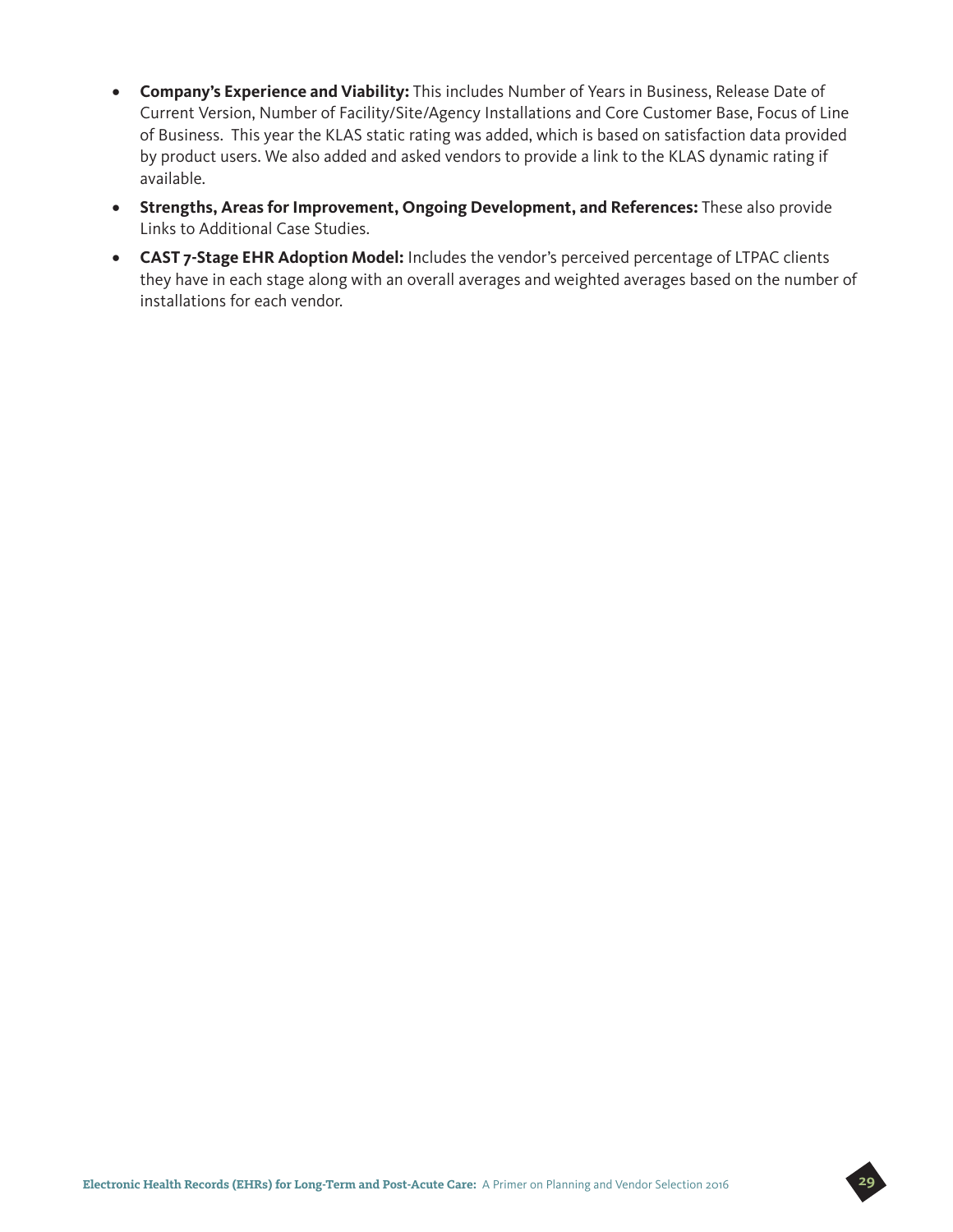- **Company's Experience and Viability:** This includes Number of Years in Business, Release Date of Current Version, Number of Facility/Site/Agency Installations and Core Customer Base, Focus of Line of Business. This year the KLAS static rating was added, which is based on satisfaction data provided by product users. We also added and asked vendors to provide a link to the KLAS dynamic rating if available.
- **Strengths, Areas for Improvement, Ongoing Development, and References:** These also provide Links to Additional Case Studies.
- **CAST 7-Stage EHR Adoption Model:** Includes the vendor's perceived percentage of LTPAC clients they have in each stage along with an overall averages and weighted averages based on the number of installations for each vendor.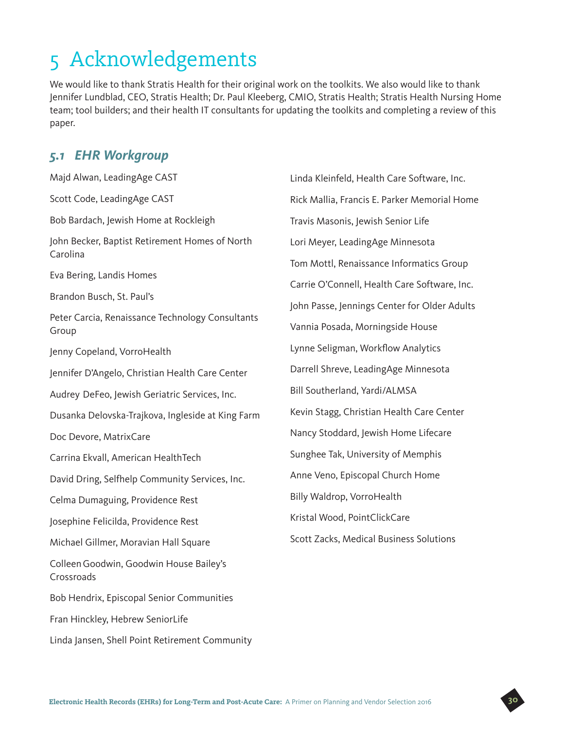# 5 Acknowledgements

We would like to thank Stratis Health for their original work on the toolkits. We also would like to thank Jennifer Lundblad, CEO, Stratis Health; Dr. Paul Kleeberg, CMIO, Stratis Health; Stratis Health Nursing Home team; tool builders; and their health IT consultants for updating the toolkits and completing a review of this paper.

## *5.1 EHR Workgroup*

Majd Alwan, LeadingAge CAST

Scott Code, LeadingAge CAST

Bob Bardach, Jewish Home at Rockleigh

John Becker, Baptist Retirement Homes of North Carolina

Eva Bering, Landis Homes

Brandon Busch, St. Paul's

Peter Carcia, Renaissance Technology Consultants Group

Jenny Copeland, VorroHealth

Jennifer D'Angelo, Christian Health Care Center

Audrey DeFeo, Jewish Geriatric Services, Inc.

Dusanka Delovska-Trajkova, Ingleside at King Farm

Doc Devore, MatrixCare

Carrina Ekvall, American HealthTech

David Dring, Selfhelp Community Services, Inc.

Celma Dumaguing, Providence Rest

Josephine Felicilda, Providence Rest

Michael Gillmer, Moravian Hall Square

Colleen Goodwin, Goodwin House Bailey's Crossroads

Bob Hendrix, Episcopal Senior Communities

Fran Hinckley, Hebrew SeniorLife

Linda Jansen, Shell Point Retirement Community

Linda Kleinfeld, Health Care Software, Inc.

Rick Mallia, Francis E. Parker Memorial Home

Travis Masonis, Jewish Senior Life

Lori Meyer, LeadingAge Minnesota

Tom Mottl, Renaissance Informatics Group

Carrie O'Connell, Health Care Software, Inc.

John Passe, Jennings Center for Older Adults

Vannia Posada, Morningside House

Lynne Seligman, Workflow Analytics

Darrell Shreve, LeadingAge Minnesota

Bill Southerland, Yardi/ALMSA

Kevin Stagg, Christian Health Care Center

Nancy Stoddard, Jewish Home Lifecare

Sunghee Tak, University of Memphis

Anne Veno, Episcopal Church Home

Billy Waldrop, VorroHealth

Kristal Wood, PointClickCare

Scott Zacks, Medical Business Solutions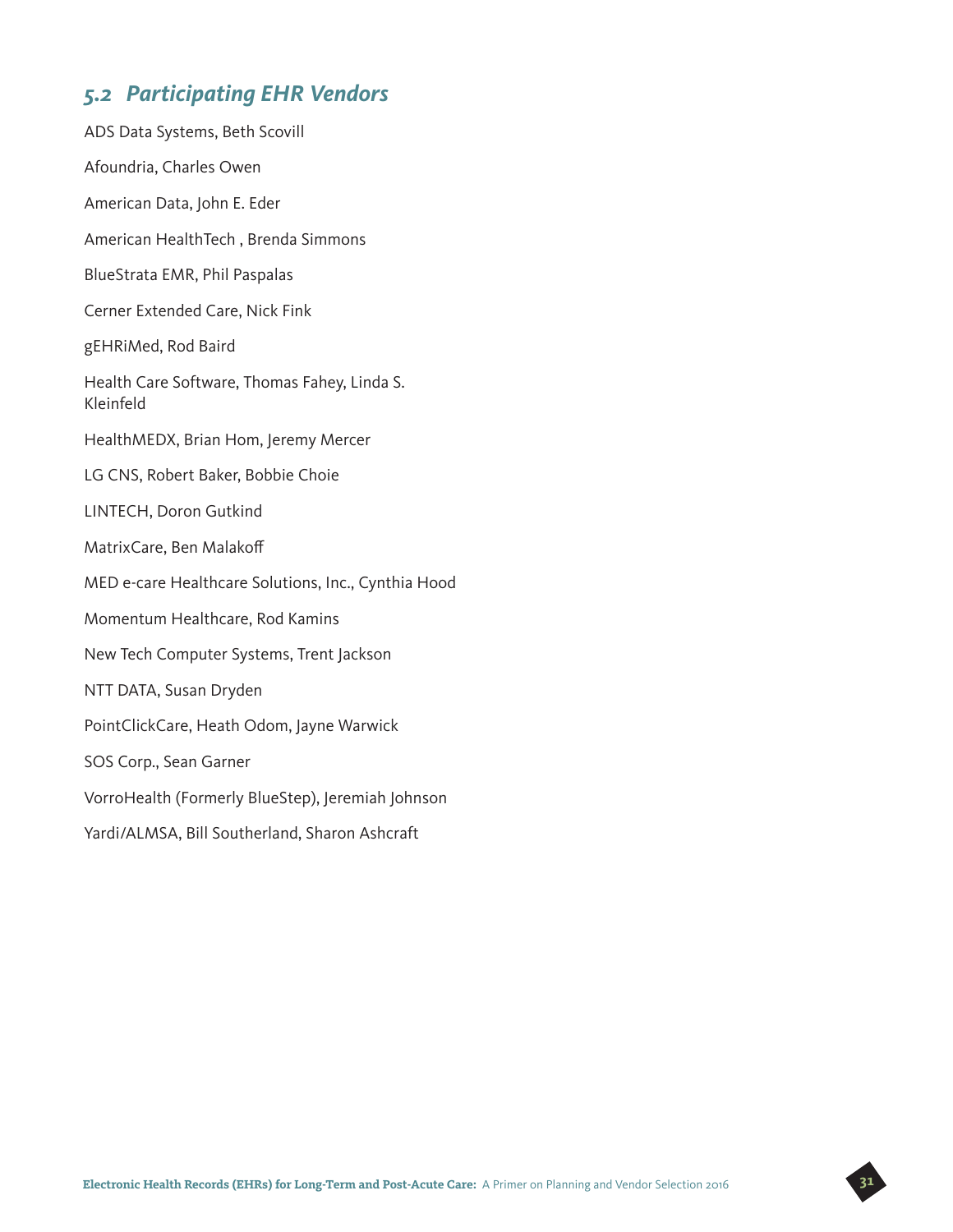## *5.2 Participating EHR Vendors*

ADS Data Systems, Beth Scovill

Afoundria, Charles Owen

American Data, John E. Eder

American HealthTech , Brenda Simmons

BlueStrata EMR, Phil Paspalas

Cerner Extended Care, Nick Fink

gEHRiMed, Rod Baird

Health Care Software, Thomas Fahey, Linda S. Kleinfeld

HealthMEDX, Brian Hom, Jeremy Mercer

LG CNS, Robert Baker, Bobbie Choie

LINTECH, Doron Gutkind

MatrixCare, Ben Malakoff

MED e-care Healthcare Solutions, Inc., Cynthia Hood

Momentum Healthcare, Rod Kamins

New Tech Computer Systems, Trent Jackson

NTT DATA, Susan Dryden

PointClickCare, Heath Odom, Jayne Warwick

SOS Corp., Sean Garner

VorroHealth (Formerly BlueStep), Jeremiah Johnson

Yardi/ALMSA, Bill Southerland, Sharon Ashcraft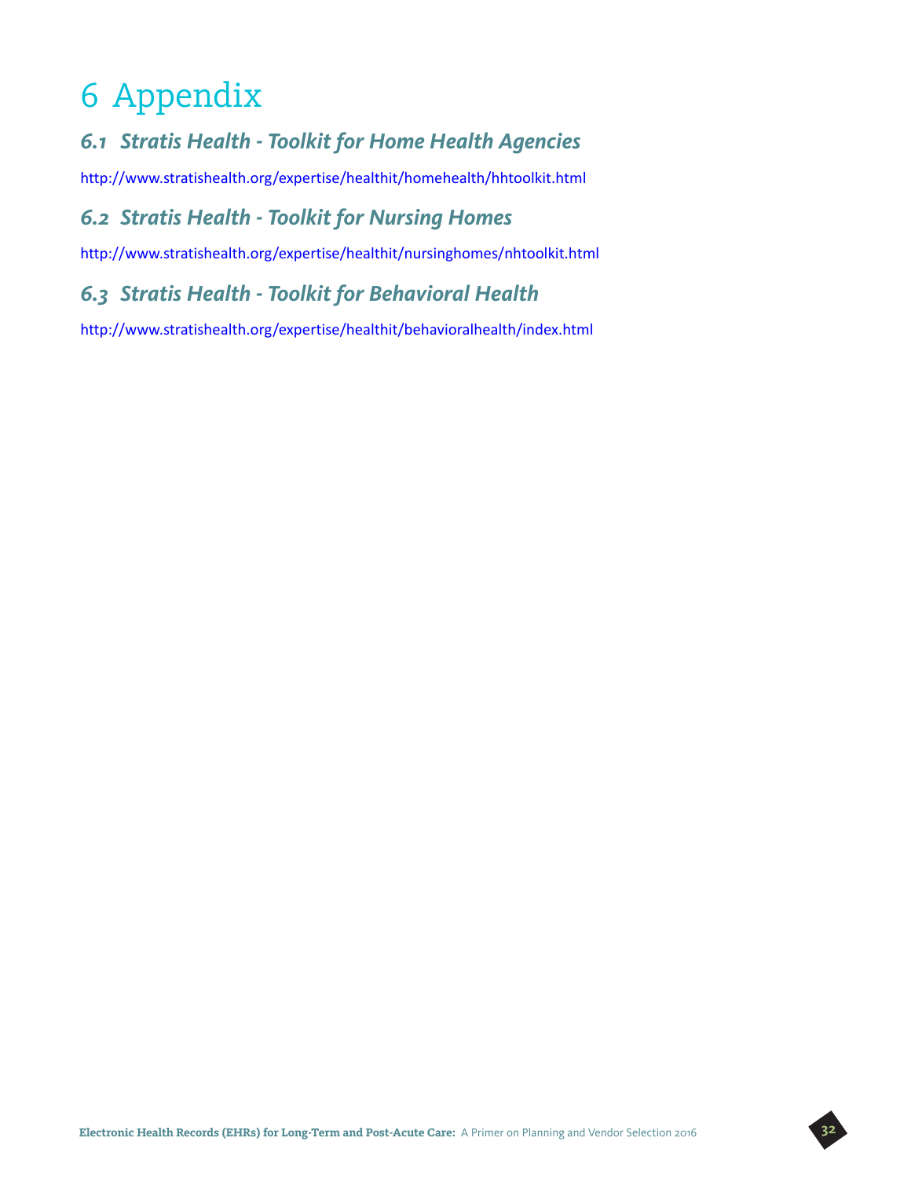# 6 Appendix

## *6.1 Stratis Health - Toolkit for Home Health Agencies*

http://www.stratishealth.org/expertise/healthit/homehealth/hhtoolkit.html

## *6.2 Stratis Health - Toolkit for Nursing Homes*

http://www.stratishealth.org/expertise/healthit/nursinghomes/nhtoolkit.html

## *6.3 Stratis Health - Toolkit for Behavioral Health*

http://www.stratishealth.org/expertise/healthit/behavioralhealth/index.html